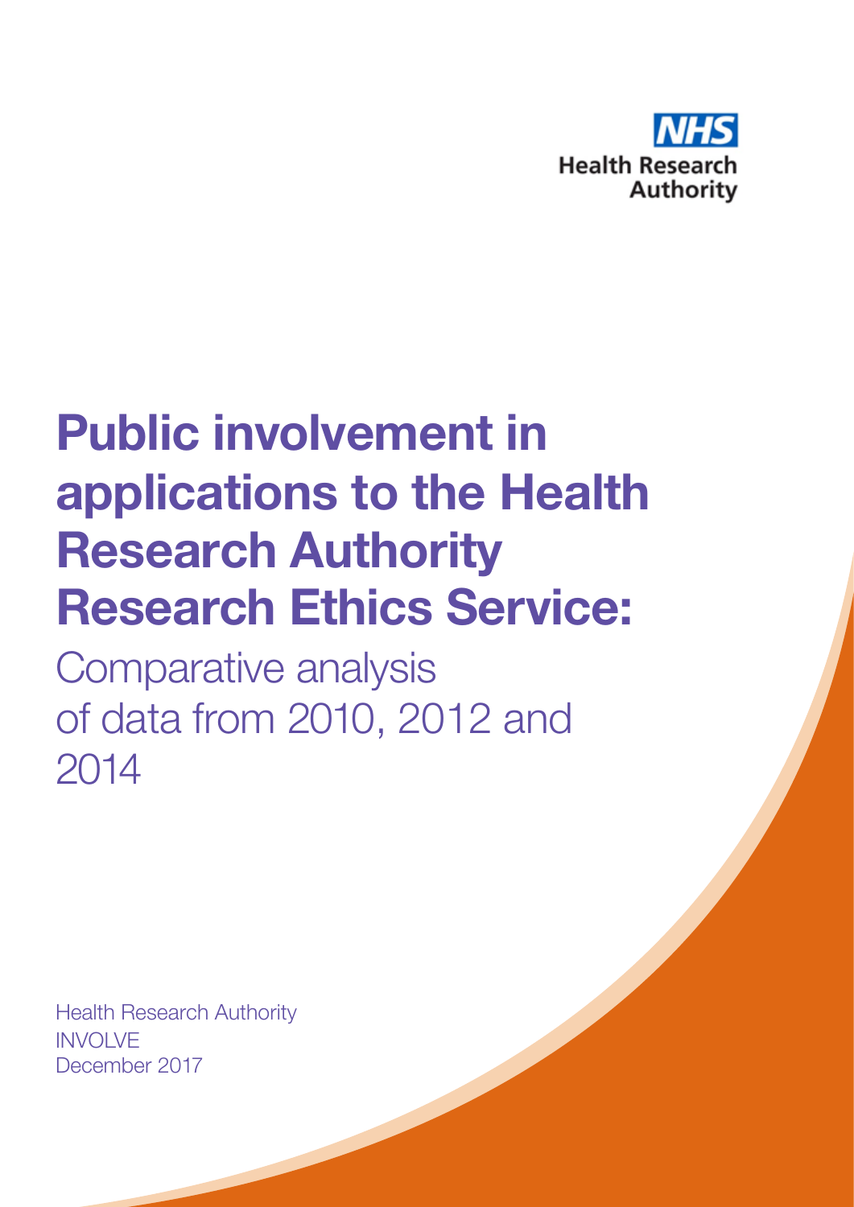NHS Health Research Authority

# Public involvement in applications to the Health Research Authority Research Ethics Service:

## Comparative analysis of data from 2010, 2012 and 2014

Health Research Authority
INVOLVE
December 2017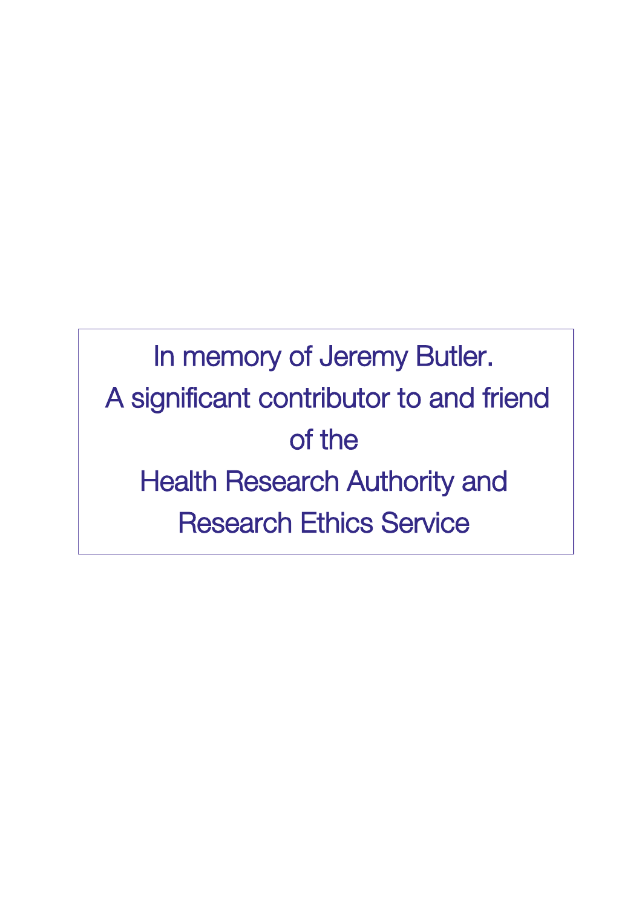In memory of Jeremy Butler.

A significant contributor to and friend of the

Health Research Authority and

Research Ethics Service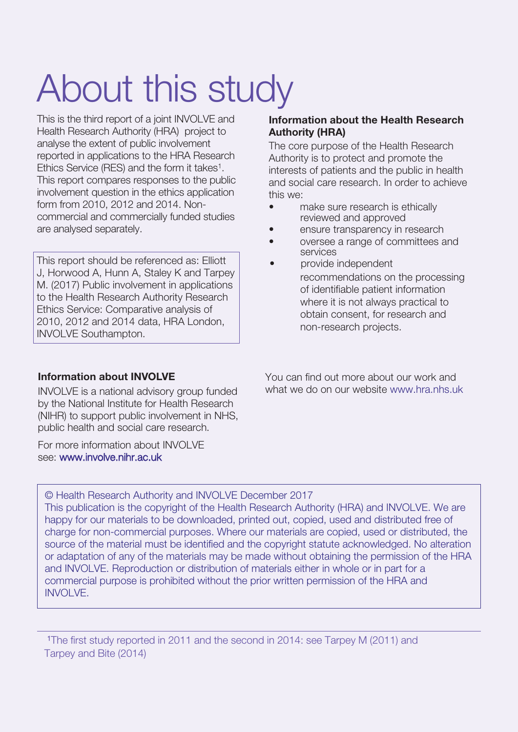# About this study

This is the third report of a joint INVOLVE and Health Research Authority (HRA) project to analyse the extent of public involvement reported in applications to the HRA Research Ethics Service (RES) and the form it takes[1]. This report compares responses to the public involvement question in the ethics application form from 2010, 2012 and 2014. Non-commercial and commercially funded studies are analysed separately.

This report should be referenced as: Elliott J, Horwood A, Hunn A, Staley K and Tarpey M. (2017) Public involvement in applications to the Health Research Authority Research Ethics Service: Comparative analysis of 2010, 2012 and 2014 data, HRA London, INVOLVE Southampton.

### Information about the Health Research Authority (HRA)

The core purpose of the Health Research Authority is to protect and promote the interests of patients and the public in health and social care research. In order to achieve this we:

- make sure research is ethically reviewed and approved
- ensure transparency in research
- oversee a range of committees and services
- provide independent recommendations on the processing of identifiable patient information where it is not always practical to obtain consent, for research and non-research projects.

You can find out more about our work and what we do on our website www.hra.nhs.uk

### Information about INVOLVE

INVOLVE is a national advisory group funded by the National Institute for Health Research (NIHR) to support public involvement in NHS, public health and social care research.

For more information about INVOLVE see: www.involve.nihr.ac.uk

© Health Research Authority and INVOLVE December 2017
This publication is the copyright of the Health Research Authority (HRA) and INVOLVE. We are happy for our materials to be downloaded, printed out, copied, used and distributed free of charge for non-commercial purposes. Where our materials are copied, used or distributed, the source of the material must be identified and the copyright statute acknowledged. No alteration or adaptation of any of the materials may be made without obtaining the permission of the HRA and INVOLVE. Reproduction or distribution of materials either in whole or in part for a commercial purpose is prohibited without the prior written permission of the HRA and INVOLVE.

[1] The first study reported in 2011 and the second in 2014: see Tarpey M (2011) and Tarpey and Bite (2014)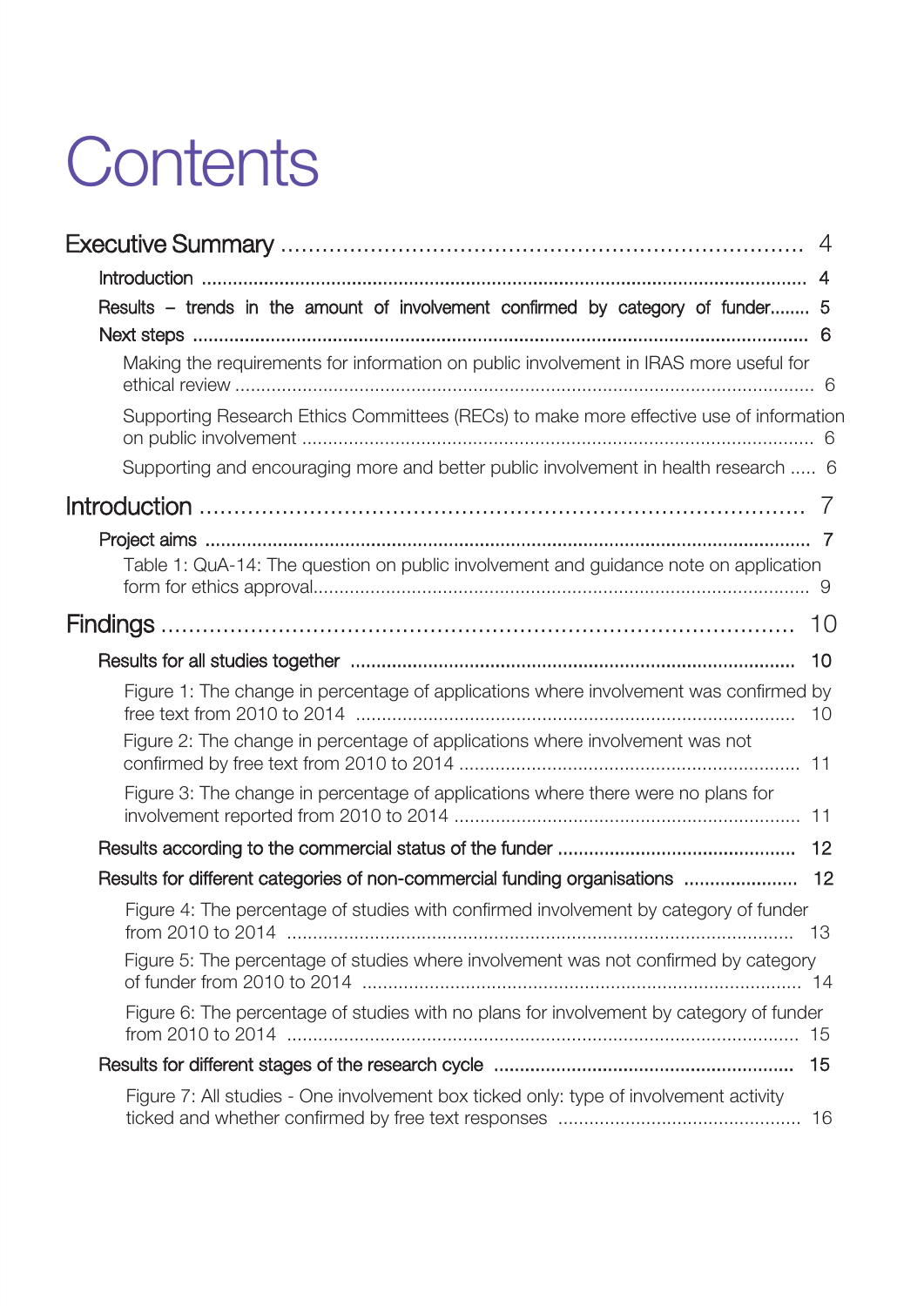# Contents

Executive Summary ........................................................................ 4

- Introduction ........................................................................ 4
- Results – trends in the amount of involvement confirmed by category of funder........ 5
- Next steps ........................................................................ 6
  - Making the requirements for information on public involvement in IRAS more useful for ethical review ........................................................................ 6
  - Supporting Research Ethics Committees (RECs) to make more effective use of information on public involvement ........................................................................ 6
  - Supporting and encouraging more and better public involvement in health research ..... 6

Introduction ........................................................................ 7

- Project aims ........................................................................ 7
  - Table 1: QuA-14: The question on public involvement and guidance note on application form for ethics approval........................................................................ 9

Findings ........................................................................ 10

- Results for all studies together ........................................................................ 10
  - Figure 1: The change in percentage of applications where involvement was confirmed by free text from 2010 to 2014 ........................................................................ 10
  - Figure 2: The change in percentage of applications where involvement was not confirmed by free text from 2010 to 2014 ........................................................................ 11
  - Figure 3: The change in percentage of applications where there were no plans for involvement reported from 2010 to 2014 ........................................................................ 11
- Results according to the commercial status of the funder ........................................................................ 12
- Results for different categories of non-commercial funding organisations ...................... 12
  - Figure 4: The percentage of studies with confirmed involvement by category of funder from 2010 to 2014 ........................................................................ 13
  - Figure 5: The percentage of studies where involvement was not confirmed by category of funder from 2010 to 2014 ........................................................................ 14
  - Figure 6: The percentage of studies with no plans for involvement by category of funder from 2010 to 2014 ........................................................................ 15
- Results for different stages of the research cycle ........................................................................ 15
  - Figure 7: All studies - One involvement box ticked only: type of involvement activity ticked and whether confirmed by free text responses ........................................................................ 16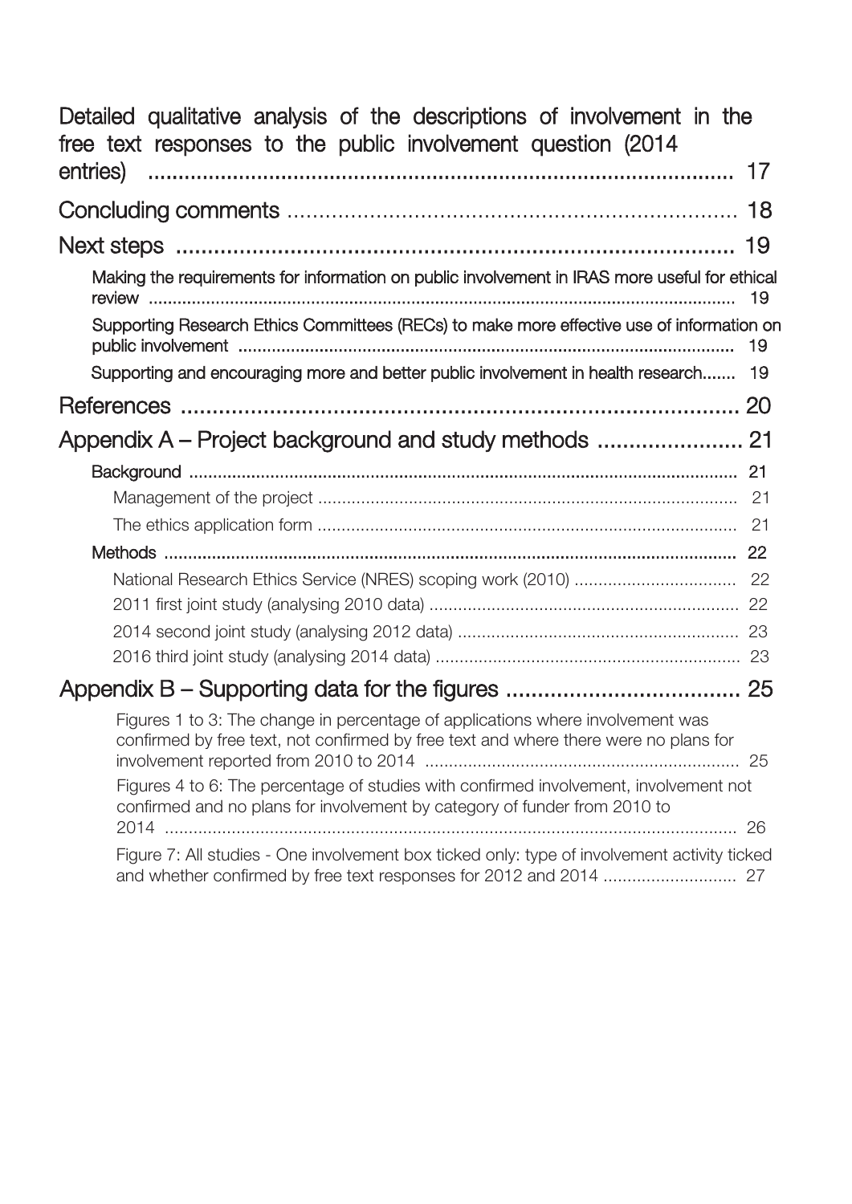Detailed qualitative analysis of the descriptions of involvement in the free text responses to the public involvement question (2014 entries) ........ 17

Concluding comments ........ 18

Next steps ........ 19

- Making the requirements for information on public involvement in IRAS more useful for ethical review ........ 19
- Supporting Research Ethics Committees (RECs) to make more effective use of information on public involvement ........ 19
- Supporting and encouraging more and better public involvement in health research........ 19

References ........ 20

Appendix A – Project background and study methods ........ 21

- Background ........ 21
  - Management of the project ........ 21
  - The ethics application form ........ 21
- Methods ........ 22
  - National Research Ethics Service (NRES) scoping work (2010) ........ 22
  - 2011 first joint study (analysing 2010 data) ........ 22
  - 2014 second joint study (analysing 2012 data) ........ 23
  - 2016 third joint study (analysing 2014 data) ........ 23

Appendix B – Supporting data for the figures ........ 25

- Figures 1 to 3: The change in percentage of applications where involvement was confirmed by free text, not confirmed by free text and where there were no plans for involvement reported from 2010 to 2014 ........ 25
- Figures 4 to 6: The percentage of studies with confirmed involvement, involvement not confirmed and no plans for involvement by category of funder from 2010 to 2014 ........ 26
- Figure 7: All studies - One involvement box ticked only: type of involvement activity ticked and whether confirmed by free text responses for 2012 and 2014 ........ 27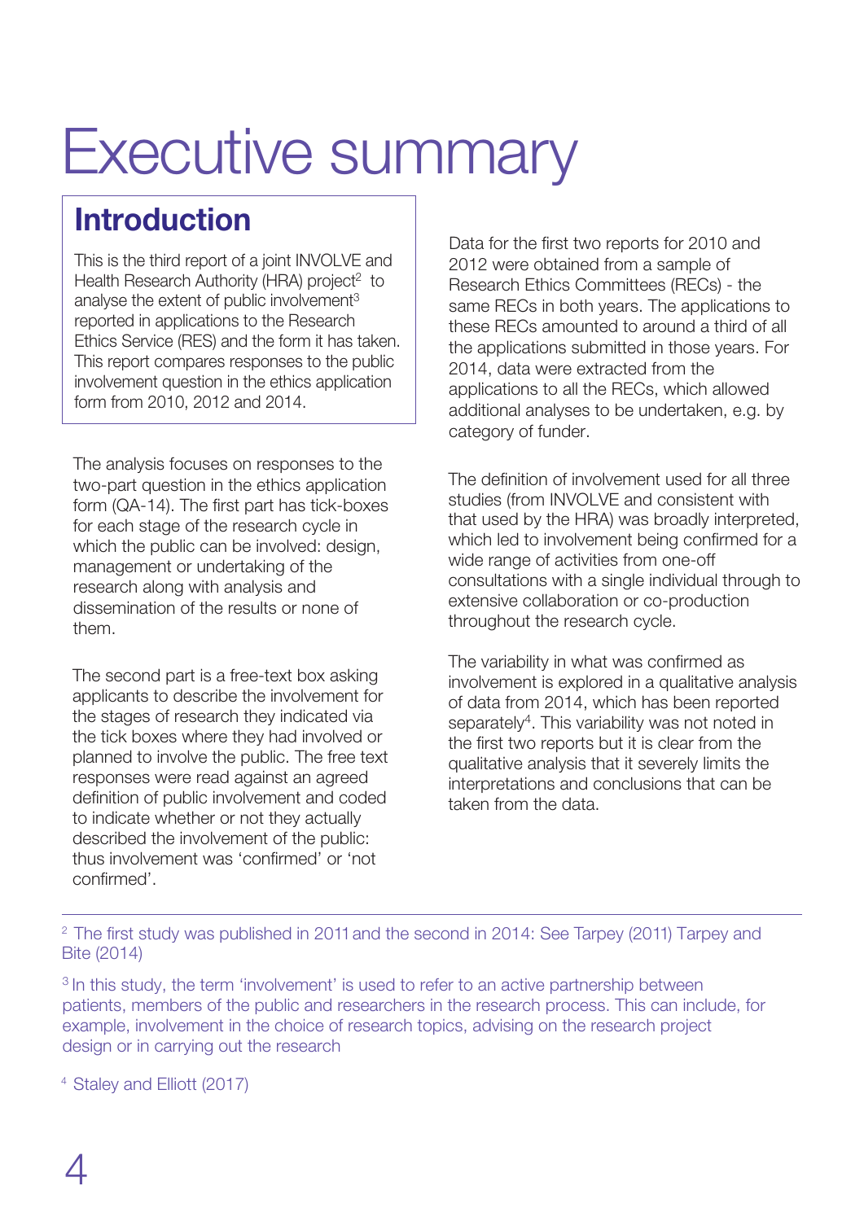# Executive summary

## Introduction

This is the third report of a joint INVOLVE and Health Research Authority (HRA) project[2] to analyse the extent of public involvement[3] reported in applications to the Research Ethics Service (RES) and the form it has taken. This report compares responses to the public involvement question in the ethics application form from 2010, 2012 and 2014.

The analysis focuses on responses to the two-part question in the ethics application form (QA-14). The first part has tick-boxes for each stage of the research cycle in which the public can be involved: design, management or undertaking of the research along with analysis and dissemination of the results or none of them.

The second part is a free-text box asking applicants to describe the involvement for the stages of research they indicated via the tick boxes where they had involved or planned to involve the public. The free text responses were read against an agreed definition of public involvement and coded to indicate whether or not they actually described the involvement of the public: thus involvement was 'confirmed' or 'not confirmed'.

Data for the first two reports for 2010 and 2012 were obtained from a sample of Research Ethics Committees (RECs) - the same RECs in both years. The applications to these RECs amounted to around a third of all the applications submitted in those years. For 2014, data were extracted from the applications to all the RECs, which allowed additional analyses to be undertaken, e.g. by category of funder.

The definition of involvement used for all three studies (from INVOLVE and consistent with that used by the HRA) was broadly interpreted, which led to involvement being confirmed for a wide range of activities from one-off consultations with a single individual through to extensive collaboration or co-production throughout the research cycle.

The variability in what was confirmed as involvement is explored in a qualitative analysis of data from 2014, which has been reported separately[4]. This variability was not noted in the first two reports but it is clear from the qualitative analysis that it severely limits the interpretations and conclusions that can be taken from the data.

---

[2] The first study was published in 2011 and the second in 2014: See Tarpey (2011) Tarpey and Bite (2014)

[3] In this study, the term 'involvement' is used to refer to an active partnership between patients, members of the public and researchers in the research process. This can include, for example, involvement in the choice of research topics, advising on the research project design or in carrying out the research

[4] Staley and Elliott (2017)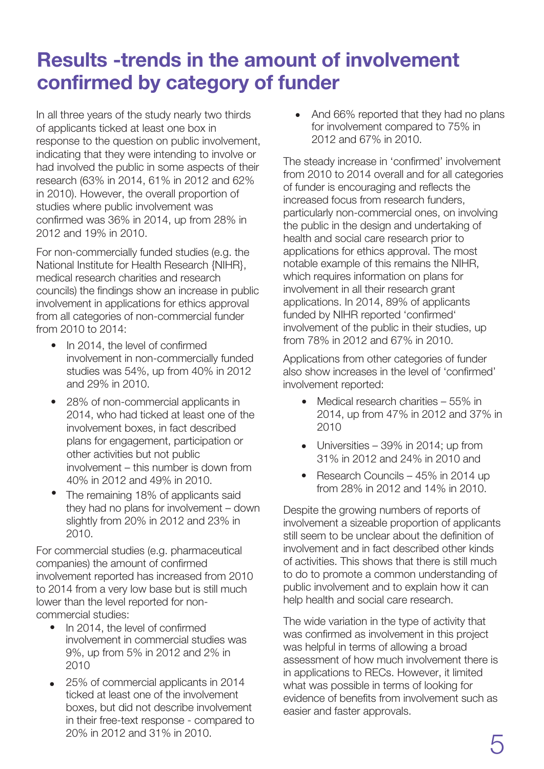# Results -trends in the amount of involvement confirmed by category of funder

In all three years of the study nearly two thirds of applicants ticked at least one box in response to the question on public involvement, indicating that they were intending to involve or had involved the public in some aspects of their research (63% in 2014, 61% in 2012 and 62% in 2010). However, the overall proportion of studies where public involvement was confirmed was 36% in 2014, up from 28% in 2012 and 19% in 2010.

For non-commercially funded studies (e.g. the National Institute for Health Research {NIHR}, medical research charities and research councils) the findings show an increase in public involvement in applications for ethics approval from all categories of non-commercial funder from 2010 to 2014:

- In 2014, the level of confirmed involvement in non-commercially funded studies was 54%, up from 40% in 2012 and 29% in 2010.
- 28% of non-commercial applicants in 2014, who had ticked at least one of the involvement boxes, in fact described plans for engagement, participation or other activities but not public involvement – this number is down from 40% in 2012 and 49% in 2010.
- The remaining 18% of applicants said they had no plans for involvement – down slightly from 20% in 2012 and 23% in 2010.

For commercial studies (e.g. pharmaceutical companies) the amount of confirmed involvement reported has increased from 2010 to 2014 from a very low base but is still much lower than the level reported for non-commercial studies:

- In 2014, the level of confirmed involvement in commercial studies was 9%, up from 5% in 2012 and 2% in 2010
- 25% of commercial applicants in 2014 ticked at least one of the involvement boxes, but did not describe involvement in their free-text response - compared to 20% in 2012 and 31% in 2010.
- And 66% reported that they had no plans for involvement compared to 75% in 2012 and 67% in 2010.

The steady increase in 'confirmed' involvement from 2010 to 2014 overall and for all categories of funder is encouraging and reflects the increased focus from research funders, particularly non-commercial ones, on involving the public in the design and undertaking of health and social care research prior to applications for ethics approval. The most notable example of this remains the NIHR, which requires information on plans for involvement in all their research grant applications. In 2014, 89% of applicants funded by NIHR reported 'confirmed' involvement of the public in their studies, up from 78% in 2012 and 67% in 2010.

Applications from other categories of funder also show increases in the level of 'confirmed' involvement reported:

- Medical research charities – 55% in 2014, up from 47% in 2012 and 37% in 2010
- Universities – 39% in 2014; up from 31% in 2012 and 24% in 2010 and
- Research Councils – 45% in 2014 up from 28% in 2012 and 14% in 2010.

Despite the growing numbers of reports of involvement a sizeable proportion of applicants still seem to be unclear about the definition of involvement and in fact described other kinds of activities. This shows that there is still much to do to promote a common understanding of public involvement and to explain how it can help health and social care research.

The wide variation in the type of activity that was confirmed as involvement in this project was helpful in terms of allowing a broad assessment of how much involvement there is in applications to RECs. However, it limited what was possible in terms of looking for evidence of benefits from involvement such as easier and faster approvals.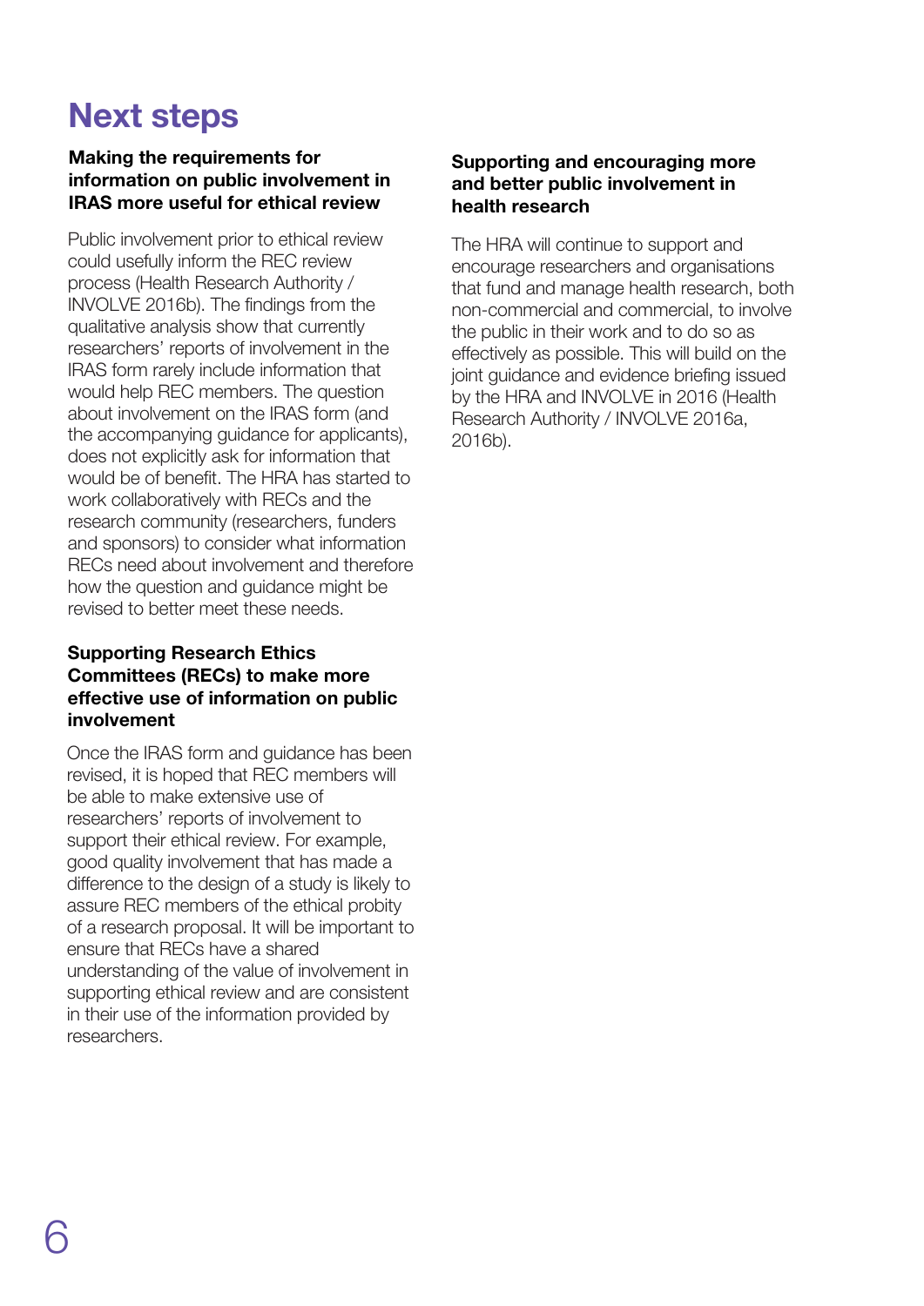# Next steps

### Making the requirements for information on public involvement in IRAS more useful for ethical review

Public involvement prior to ethical review could usefully inform the REC review process (Health Research Authority / INVOLVE 2016b). The findings from the qualitative analysis show that currently researchers' reports of involvement in the IRAS form rarely include information that would help REC members. The question about involvement on the IRAS form (and the accompanying guidance for applicants), does not explicitly ask for information that would be of benefit. The HRA has started to work collaboratively with RECs and the research community (researchers, funders and sponsors) to consider what information RECs need about involvement and therefore how the question and guidance might be revised to better meet these needs.

### Supporting Research Ethics Committees (RECs) to make more effective use of information on public involvement

Once the IRAS form and guidance has been revised, it is hoped that REC members will be able to make extensive use of researchers' reports of involvement to support their ethical review. For example, good quality involvement that has made a difference to the design of a study is likely to assure REC members of the ethical probity of a research proposal. It will be important to ensure that RECs have a shared understanding of the value of involvement in supporting ethical review and are consistent in their use of the information provided by researchers.

### Supporting and encouraging more and better public involvement in health research

The HRA will continue to support and encourage researchers and organisations that fund and manage health research, both non-commercial and commercial, to involve the public in their work and to do so as effectively as possible. This will build on the joint guidance and evidence briefing issued by the HRA and INVOLVE in 2016 (Health Research Authority / INVOLVE 2016a, 2016b).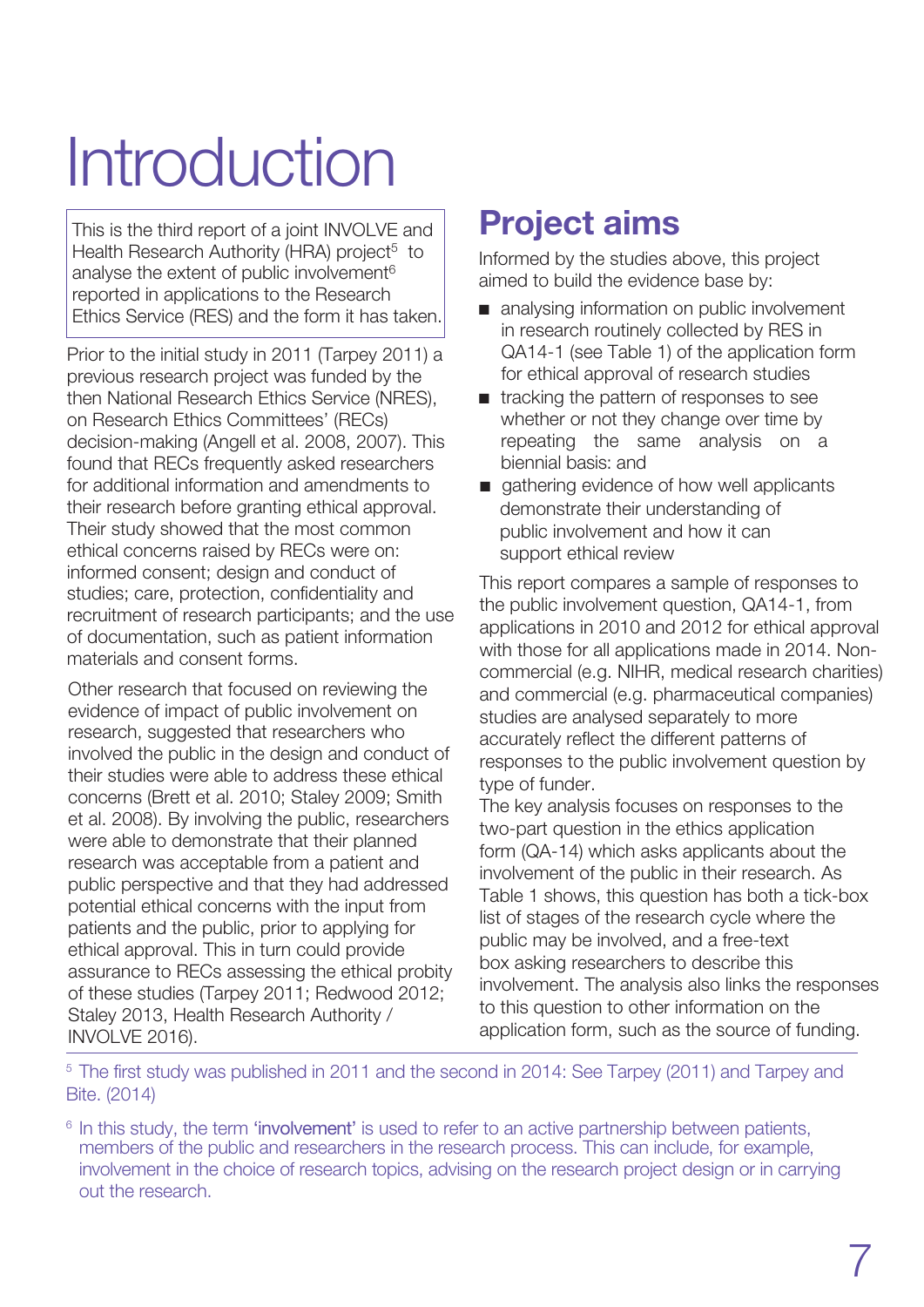# Introduction

This is the third report of a joint INVOLVE and Health Research Authority (HRA) project[5] to analyse the extent of public involvement[6] reported in applications to the Research Ethics Service (RES) and the form it has taken.

Prior to the initial study in 2011 (Tarpey 2011) a previous research project was funded by the then National Research Ethics Service (NRES), on Research Ethics Committees' (RECs) decision-making (Angell et al. 2008, 2007). This found that RECs frequently asked researchers for additional information and amendments to their research before granting ethical approval. Their study showed that the most common ethical concerns raised by RECs were on: informed consent; design and conduct of studies; care, protection, confidentiality and recruitment of research participants; and the use of documentation, such as patient information materials and consent forms.

Other research that focused on reviewing the evidence of impact of public involvement on research, suggested that researchers who involved the public in the design and conduct of their studies were able to address these ethical concerns (Brett et al. 2010; Staley 2009; Smith et al. 2008). By involving the public, researchers were able to demonstrate that their planned research was acceptable from a patient and public perspective and that they had addressed potential ethical concerns with the input from patients and the public, prior to applying for ethical approval. This in turn could provide assurance to RECs assessing the ethical probity of these studies (Tarpey 2011; Redwood 2012; Staley 2013, Health Research Authority / INVOLVE 2016).

## Project aims

Informed by the studies above, this project aimed to build the evidence base by:

- analysing information on public involvement in research routinely collected by RES in QA14-1 (see Table 1) of the application form for ethical approval of research studies
- tracking the pattern of responses to see whether or not they change over time by repeating the same analysis on a biennial basis: and
- gathering evidence of how well applicants demonstrate their understanding of public involvement and how it can support ethical review

This report compares a sample of responses to the public involvement question, QA14-1, from applications in 2010 and 2012 for ethical approval with those for all applications made in 2014. Non-commercial (e.g. NIHR, medical research charities) and commercial (e.g. pharmaceutical companies) studies are analysed separately to more accurately reflect the different patterns of responses to the public involvement question by type of funder.

The key analysis focuses on responses to the two-part question in the ethics application form (QA-14) which asks applicants about the involvement of the public in their research. As Table 1 shows, this question has both a tick-box list of stages of the research cycle where the public may be involved, and a free-text box asking researchers to describe this involvement. The analysis also links the responses to this question to other information on the application form, such as the source of funding.

---

[5] The first study was published in 2011 and the second in 2014: See Tarpey (2011) and Tarpey and Bite. (2014)

[6] In this study, the term **'involvement'** is used to refer to an active partnership between patients, members of the public and researchers in the research process. This can include, for example, involvement in the choice of research topics, advising on the research project design or in carrying out the research.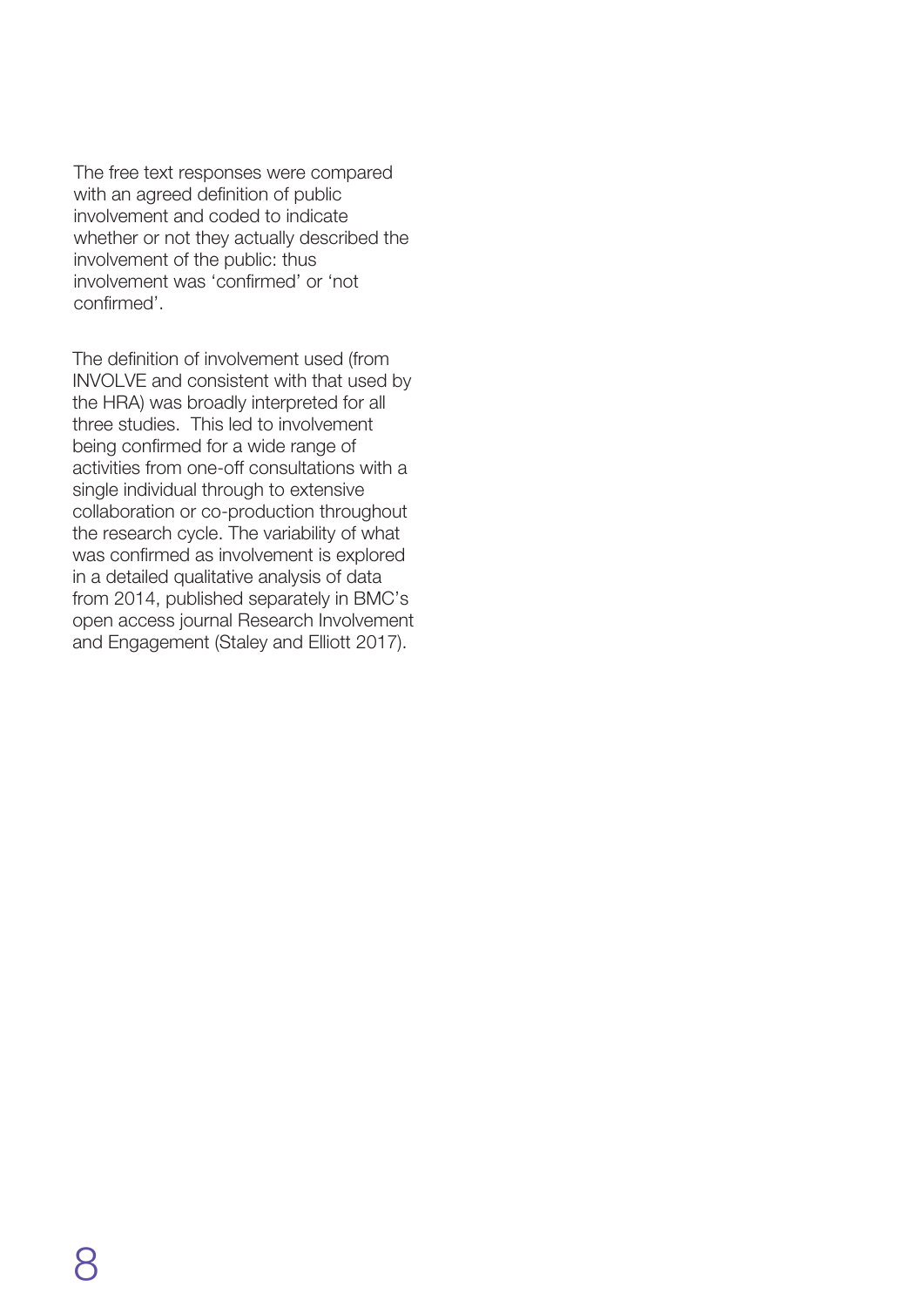The free text responses were compared with an agreed definition of public involvement and coded to indicate whether or not they actually described the involvement of the public: thus involvement was 'confirmed' or 'not confirmed'.

The definition of involvement used (from INVOLVE and consistent with that used by the HRA) was broadly interpreted for all three studies. This led to involvement being confirmed for a wide range of activities from one-off consultations with a single individual through to extensive collaboration or co-production throughout the research cycle. The variability of what was confirmed as involvement is explored in a detailed qualitative analysis of data from 2014, published separately in BMC's open access journal Research Involvement and Engagement (Staley and Elliott 2017).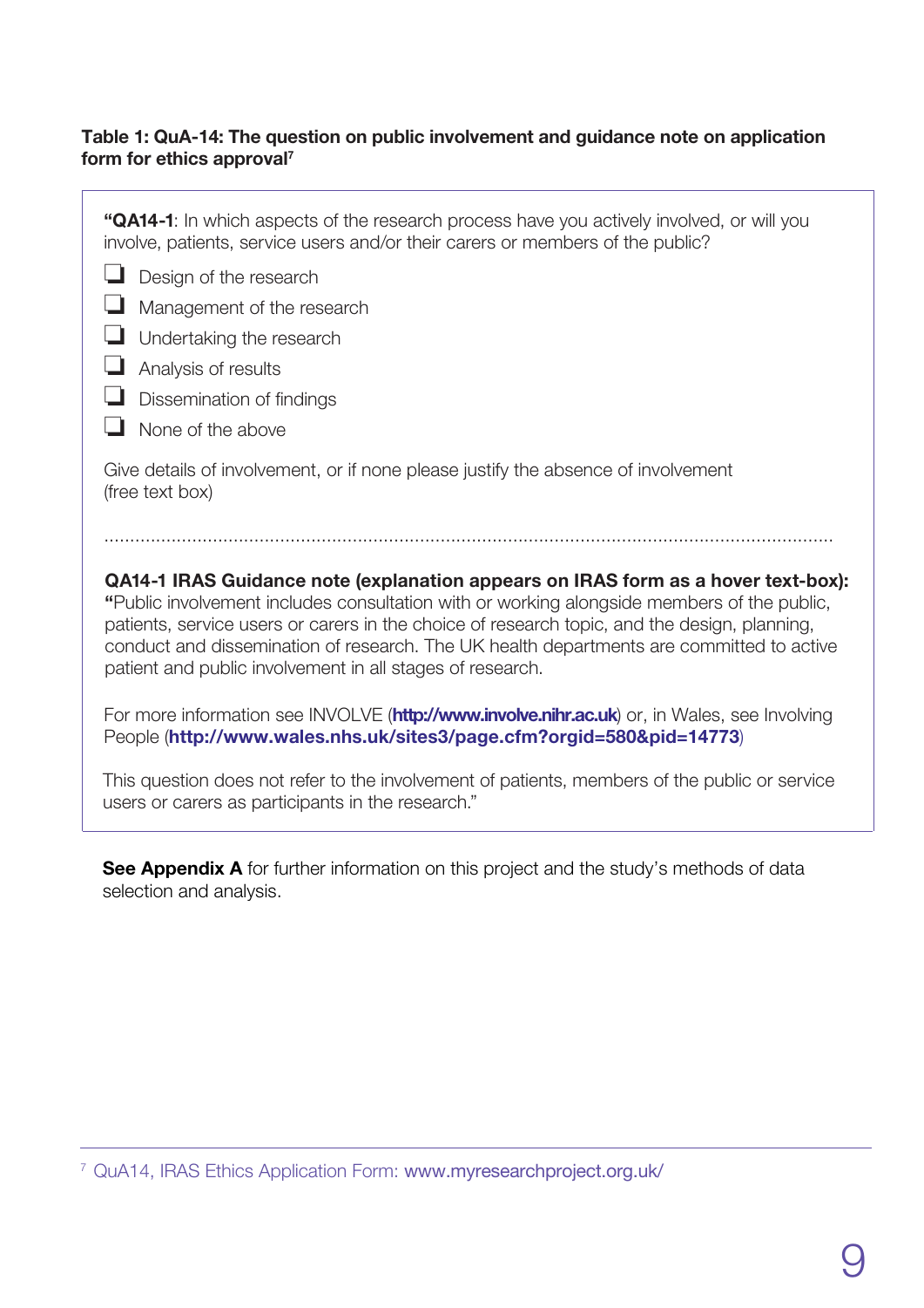**Table 1: QuA-14: The question on public involvement and guidance note on application form for ethics approval**[7]

> **"QA14-1**: In which aspects of the research process have you actively involved, or will you involve, patients, service users and/or their carers or members of the public?
>
> - ☐ Design of the research
> - ☐ Management of the research
> - ☐ Undertaking the research
> - ☐ Analysis of results
> - ☐ Dissemination of findings
> - ☐ None of the above
>
> Give details of involvement, or if none please justify the absence of involvement (free text box)
>
> ..........................................................................................................................................
>
> **QA14-1 IRAS Guidance note (explanation appears on IRAS form as a hover text-box):**
> **"**Public involvement includes consultation with or working alongside members of the public, patients, service users or carers in the choice of research topic, and the design, planning, conduct and dissemination of research. The UK health departments are committed to active patient and public involvement in all stages of research.
>
> For more information see INVOLVE (**http://www.involve.nihr.ac.uk**) or, in Wales, see Involving People (**http://www.wales.nhs.uk/sites3/page.cfm?orgid=580&pid=14773**)
>
> This question does not refer to the involvement of patients, members of the public or service users or carers as participants in the research."

**See Appendix A** for further information on this project and the study's methods of data selection and analysis.

---

[7] QuA14, IRAS Ethics Application Form: www.myresearchproject.org.uk/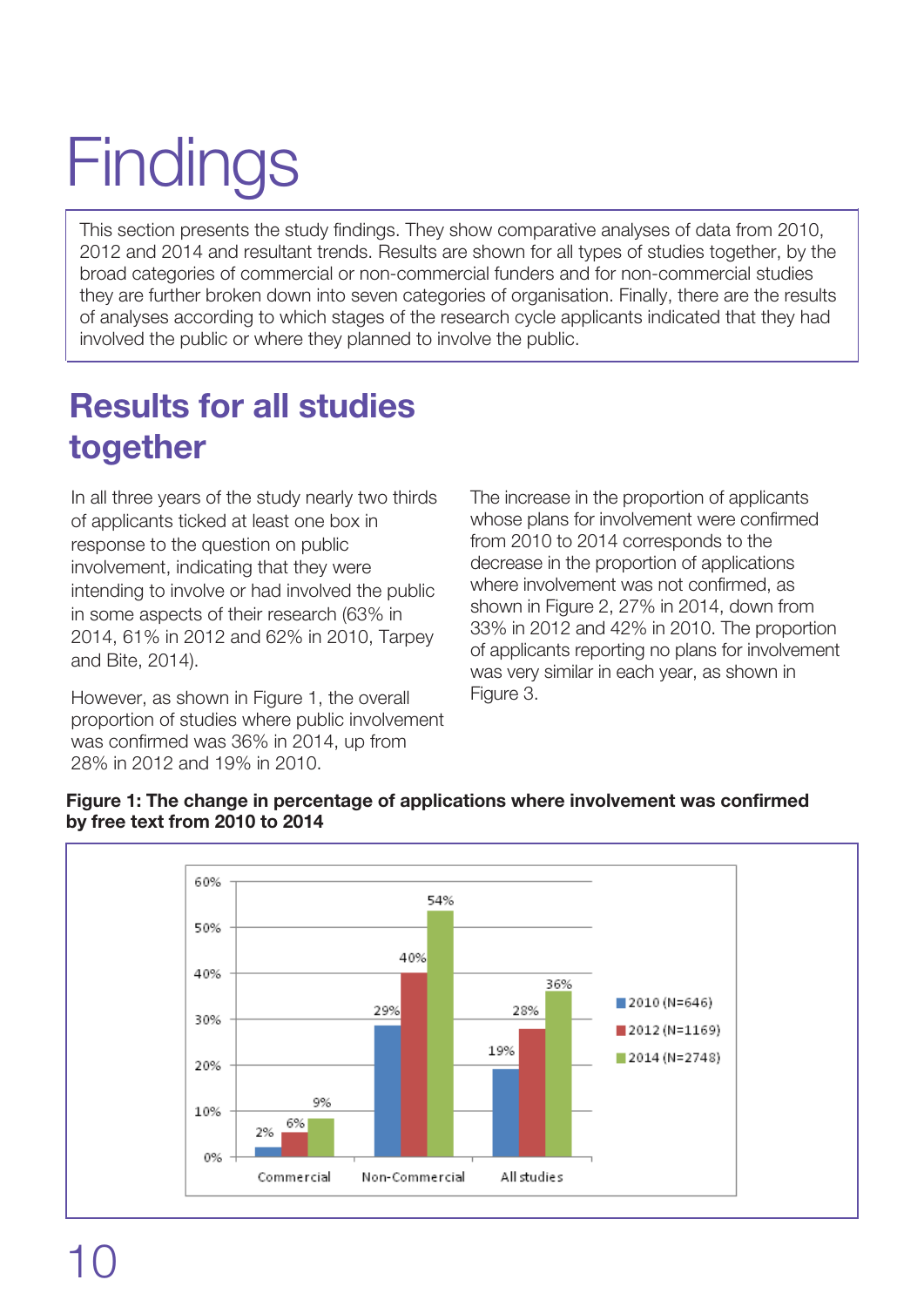# Findings

This section presents the study findings. They show comparative analyses of data from 2010, 2012 and 2014 and resultant trends. Results are shown for all types of studies together, by the broad categories of commercial or non-commercial funders and for non-commercial studies they are further broken down into seven categories of organisation. Finally, there are the results of analyses according to which stages of the research cycle applicants indicated that they had involved the public or where they planned to involve the public.

## Results for all studies together

In all three years of the study nearly two thirds of applicants ticked at least one box in response to the question on public involvement, indicating that they were intending to involve or had involved the public in some aspects of their research (63% in 2014, 61% in 2012 and 62% in 2010, Tarpey and Bite, 2014).

However, as shown in Figure 1, the overall proportion of studies where public involvement was confirmed was 36% in 2014, up from 28% in 2012 and 19% in 2010.

The increase in the proportion of applicants whose plans for involvement were confirmed from 2010 to 2014 corresponds to the decrease in the proportion of applications where involvement was not confirmed, as shown in Figure 2, 27% in 2014, down from 33% in 2012 and 42% in 2010. The proportion of applicants reporting no plans for involvement was very similar in each year, as shown in Figure 3.

**Figure 1: The change in percentage of applications where involvement was confirmed by free text from 2010 to 2014**

| | 2010 (N=646) | 2012 (N=1169) | 2014 (N=2748) |
|---|---|---|---|
| Commercial | 2% | 6% | 9% |
| Non-Commercial | 29% | 40% | 54% |
| All studies | 19% | 28% | 36% |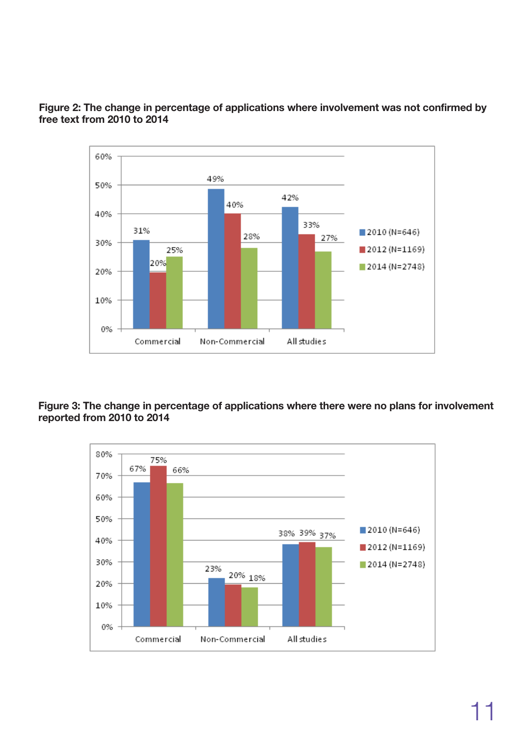**Figure 2: The change in percentage of applications where involvement was not confirmed by free text from 2010 to 2014**

| | 2010 (N=646) | 2012 (N=1169) | 2014 (N=2748) |
|---|---|---|---|
| Commercial | 31% | 20% | 25% |
| Non-Commercial | 49% | 40% | 28% |
| All studies | 42% | 33% | 27% |

**Figure 3: The change in percentage of applications where there were no plans for involvement reported from 2010 to 2014**

| | 2010 (N=646) | 2012 (N=1169) | 2014 (N=2748) |
|---|---|---|---|
| Commercial | 67% | 75% | 66% |
| Non-Commercial | 23% | 20% | 18% |
| All studies | 38% | 39% | 37% |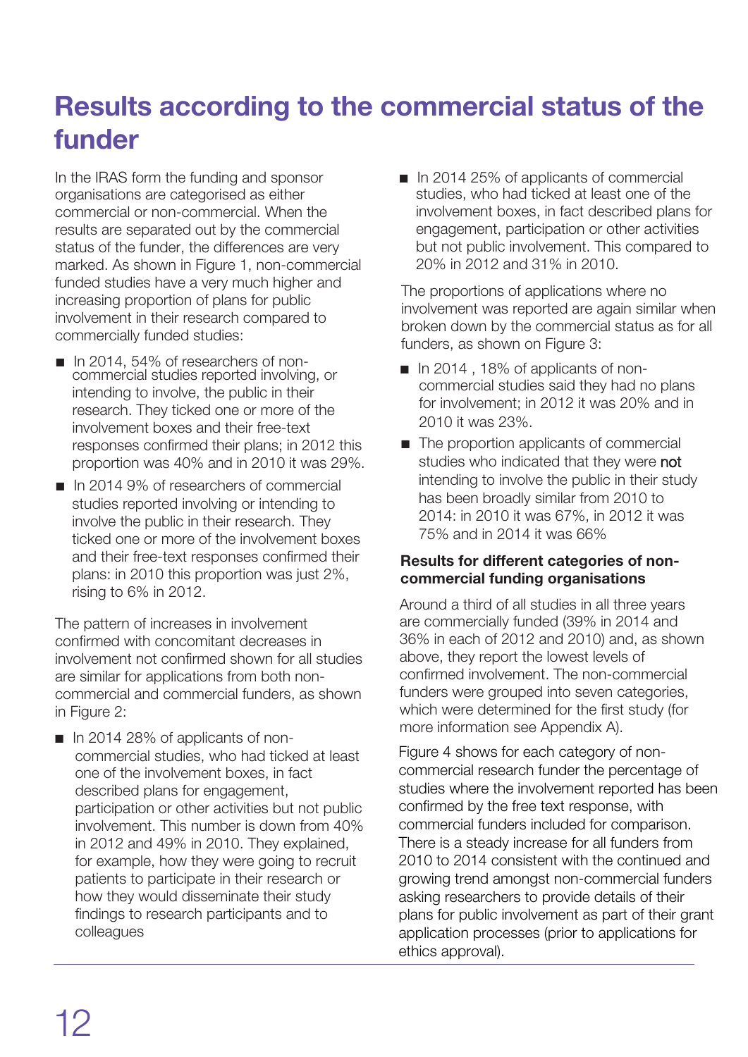# Results according to the commercial status of the funder

In the IRAS form the funding and sponsor organisations are categorised as either commercial or non-commercial. When the results are separated out by the commercial status of the funder, the differences are very marked. As shown in Figure 1, non-commercial funded studies have a very much higher and increasing proportion of plans for public involvement in their research compared to commercially funded studies:

- In 2014, 54% of researchers of non-commercial studies reported involving, or intending to involve, the public in their research. They ticked one or more of the involvement boxes and their free-text responses confirmed their plans; in 2012 this proportion was 40% and in 2010 it was 29%.
- In 2014 9% of researchers of commercial studies reported involving or intending to involve the public in their research. They ticked one or more of the involvement boxes and their free-text responses confirmed their plans: in 2010 this proportion was just 2%, rising to 6% in 2012.

The pattern of increases in involvement confirmed with concomitant decreases in involvement not confirmed shown for all studies are similar for applications from both non-commercial and commercial funders, as shown in Figure 2:

- In 2014 28% of applicants of non-commercial studies, who had ticked at least one of the involvement boxes, in fact described plans for engagement, participation or other activities but not public involvement. This number is down from 40% in 2012 and 49% in 2010. They explained, for example, how they were going to recruit patients to participate in their research or how they would disseminate their study findings to research participants and to colleagues
- In 2014 25% of applicants of commercial studies, who had ticked at least one of the involvement boxes, in fact described plans for engagement, participation or other activities but not public involvement. This compared to 20% in 2012 and 31% in 2010.

The proportions of applications where no involvement was reported are again similar when broken down by the commercial status as for all funders, as shown on Figure 3:

- In 2014 , 18% of applicants of non-commercial studies said they had no plans for involvement; in 2012 it was 20% and in 2010 it was 23%.
- The proportion applicants of commercial studies who indicated that they were not intending to involve the public in their study has been broadly similar from 2010 to 2014: in 2010 it was 67%, in 2012 it was 75% and in 2014 it was 66%

**Results for different categories of non-commercial funding organisations**

Around a third of all studies in all three years are commercially funded (39% in 2014 and 36% in each of 2012 and 2010) and, as shown above, they report the lowest levels of confirmed involvement. The non-commercial funders were grouped into seven categories, which were determined for the first study (for more information see Appendix A).

Figure 4 shows for each category of non-commercial research funder the percentage of studies where the involvement reported has been confirmed by the free text response, with commercial funders included for comparison. There is a steady increase for all funders from 2010 to 2014 consistent with the continued and growing trend amongst non-commercial funders asking researchers to provide details of their plans for public involvement as part of their grant application processes (prior to applications for ethics approval).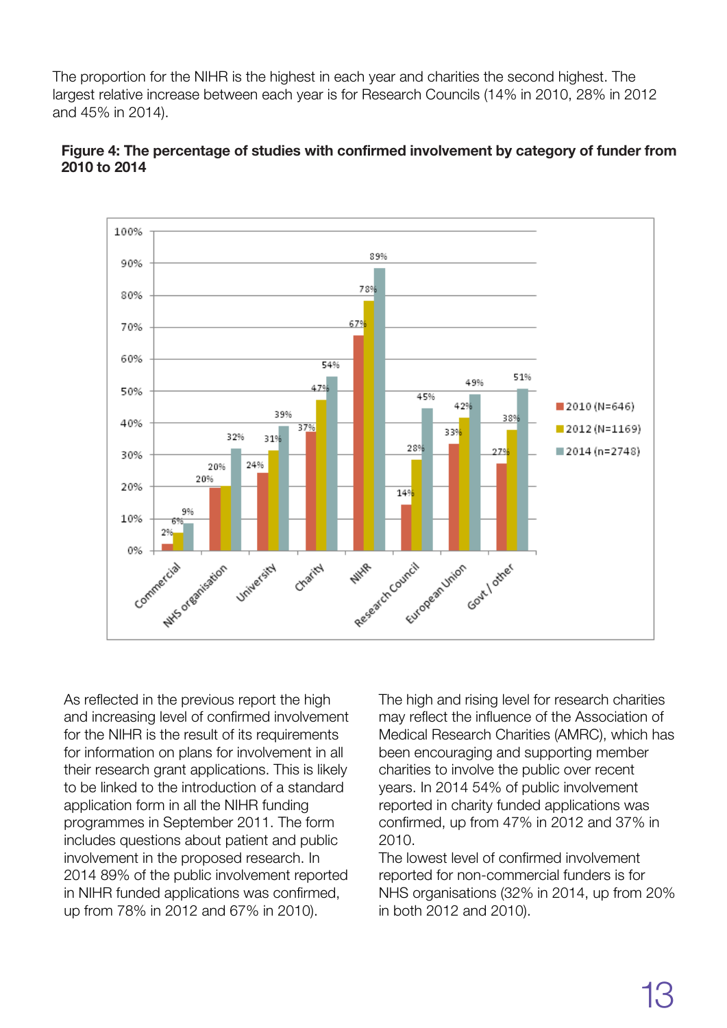The proportion for the NIHR is the highest in each year and charities the second highest. The largest relative increase between each year is for Research Councils (14% in 2010, 28% in 2012 and 45% in 2014).

**Figure 4: The percentage of studies with confirmed involvement by category of funder from 2010 to 2014**

| Funder | 2010 (N=646) | 2012 (N=1169) | 2014 (n=2748) |
|---|---|---|---|
| Commercial | 2% | 6% | 9% |
| NHS organisation | 20% | 20% | 32% |
| University | 24% | 31% | 39% |
| Charity | 37% | 47% | 54% |
| NIHR | 67% | 78% | 89% |
| Research Council | 14% | 28% | 45% |
| European Union | 33% | 42% | 49% |
| Govt / other | 27% | 38% | 51% |

As reflected in the previous report the high and increasing level of confirmed involvement for the NIHR is the result of its requirements for information on plans for involvement in all their research grant applications. This is likely to be linked to the introduction of a standard application form in all the NIHR funding programmes in September 2011. The form includes questions about patient and public involvement in the proposed research. In 2014 89% of the public involvement reported in NIHR funded applications was confirmed, up from 78% in 2012 and 67% in 2010).

The high and rising level for research charities may reflect the influence of the Association of Medical Research Charities (AMRC), which has been encouraging and supporting member charities to involve the public over recent years. In 2014 54% of public involvement reported in charity funded applications was confirmed, up from 47% in 2012 and 37% in 2010.

The lowest level of confirmed involvement reported for non-commercial funders is for NHS organisations (32% in 2014, up from 20% in both 2012 and 2010).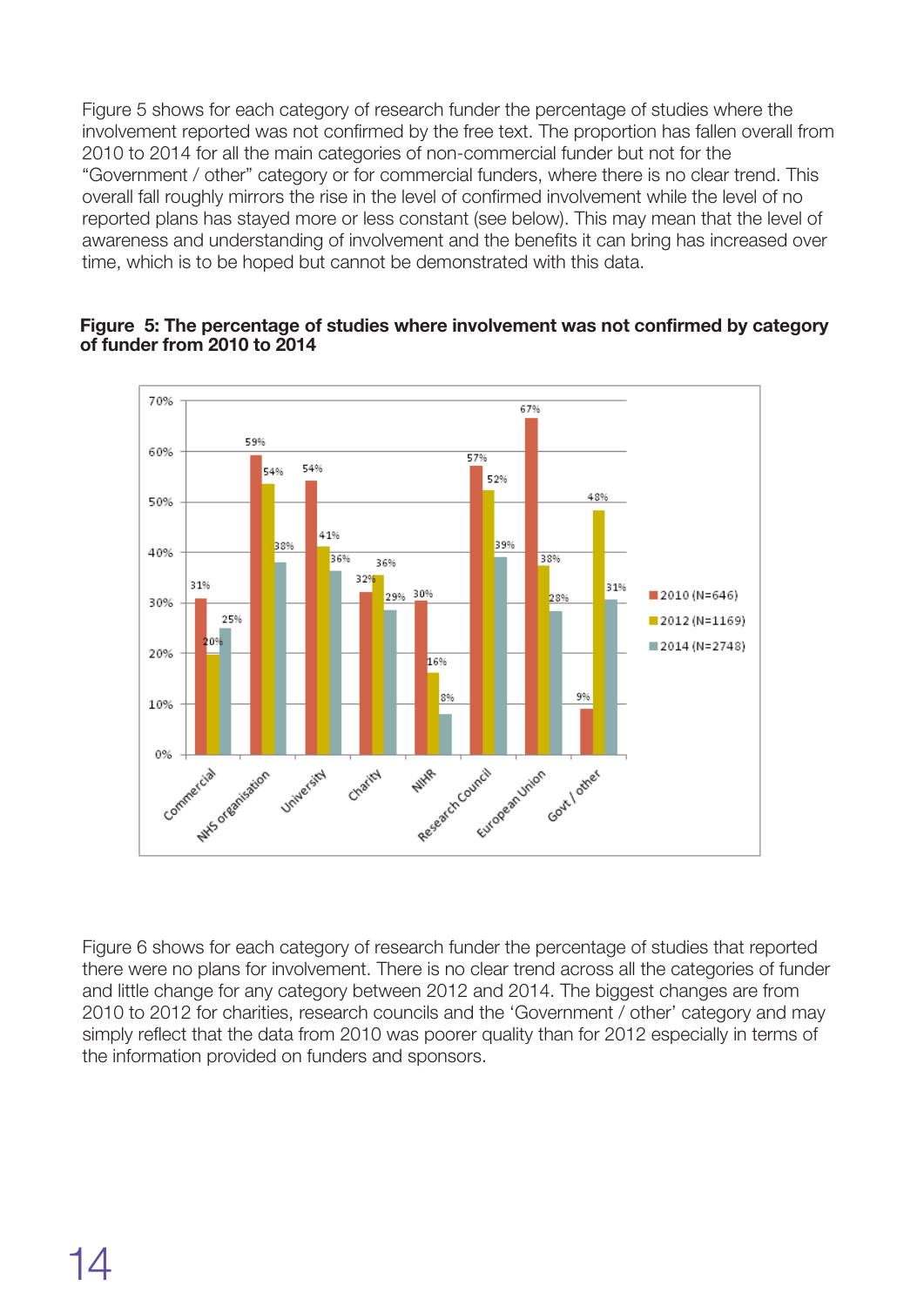Figure 5 shows for each category of research funder the percentage of studies where the involvement reported was not confirmed by the free text. The proportion has fallen overall from 2010 to 2014 for all the main categories of non-commercial funder but not for the "Government / other" category or for commercial funders, where there is no clear trend. This overall fall roughly mirrors the rise in the level of confirmed involvement while the level of no reported plans has stayed more or less constant (see below). This may mean that the level of awareness and understanding of involvement and the benefits it can bring has increased over time, which is to be hoped but cannot be demonstrated with this data.

**Figure 5: The percentage of studies where involvement was not confirmed by category of funder from 2010 to 2014**

| Funder | 2010 (N=646) | 2012 (N=1169) | 2014 (N=2748) |
|---|---|---|---|
| Commercial | 31% | 20% | 25% |
| NHS organisation | 59% | 54% | 38% |
| University | 54% | 41% | 36% |
| Charity | 32% | 36% | 29% |
| NIHR | 30% | 16% | 8% |
| Research Council | 57% | 52% | 39% |
| European Union | 67% | 38% | 28% |
| Govt / other | 9% | 48% | 31% |

Figure 6 shows for each category of research funder the percentage of studies that reported there were no plans for involvement. There is no clear trend across all the categories of funder and little change for any category between 2012 and 2014. The biggest changes are from 2010 to 2012 for charities, research councils and the 'Government / other' category and may simply reflect that the data from 2010 was poorer quality than for 2012 especially in terms of the information provided on funders and sponsors.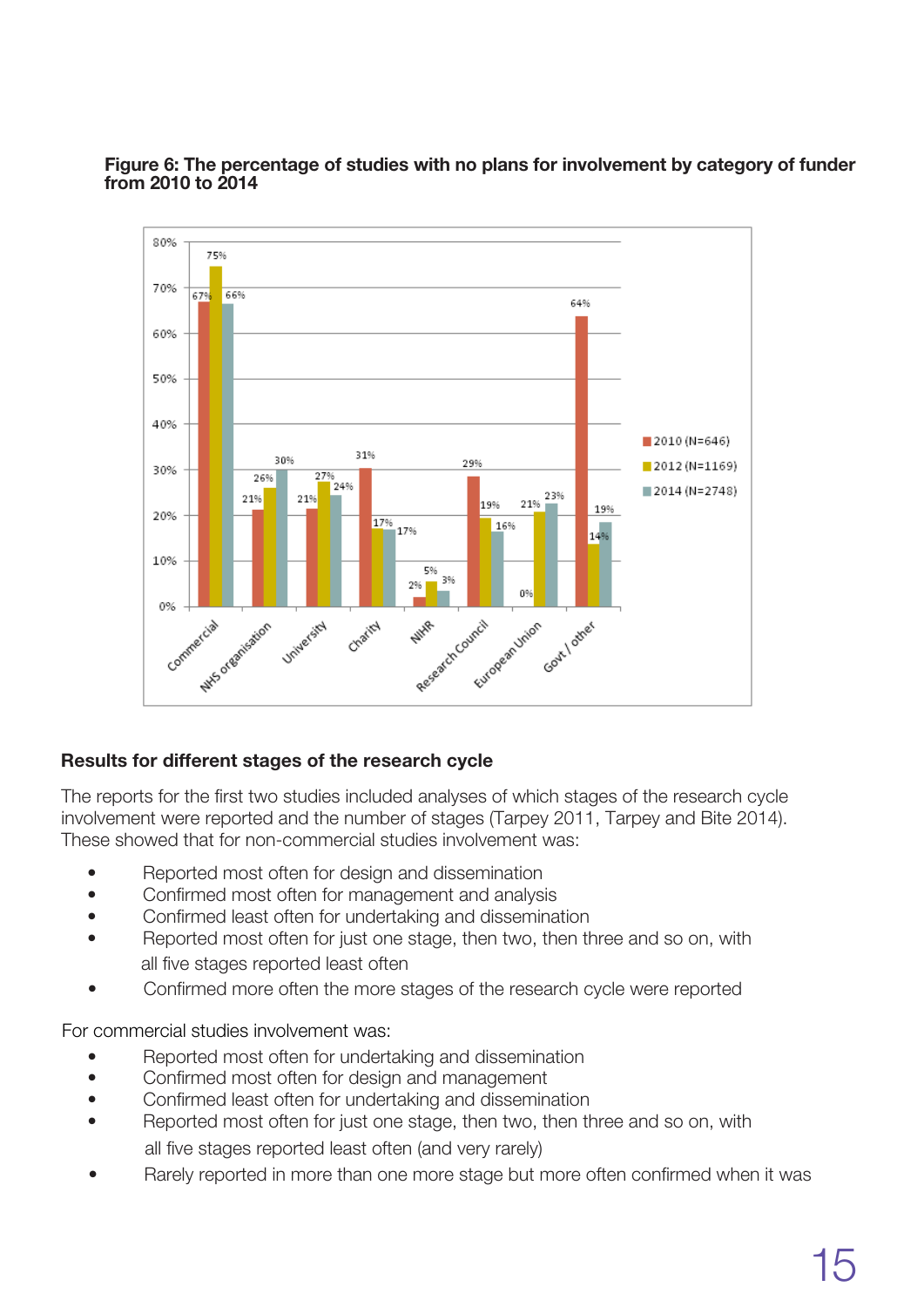**Figure 6: The percentage of studies with no plans for involvement by category of funder from 2010 to 2014**

| Funder | 2010 (N=646) | 2012 (N=1169) | 2014 (N=2748) |
|---|---|---|---|
| Commercial | 67% | 75% | 66% |
| NHS organisation | 21% | 26% | 30% |
| University | 21% | 27% | 24% |
| Charity | 31% | 17% | 17% |
| NIHR | 2% | 5% | 3% |
| Research Council | 29% | 19% | 16% |
| European Union | 0% | 21% | 23% |
| Govt / other | 64% | 14% | 19% |

### Results for different stages of the research cycle

The reports for the first two studies included analyses of which stages of the research cycle involvement were reported and the number of stages (Tarpey 2011, Tarpey and Bite 2014). These showed that for non-commercial studies involvement was:

- Reported most often for design and dissemination
- Confirmed most often for management and analysis
- Confirmed least often for undertaking and dissemination
- Reported most often for just one stage, then two, then three and so on, with all five stages reported least often
- Confirmed more often the more stages of the research cycle were reported

For commercial studies involvement was:

- Reported most often for undertaking and dissemination
- Confirmed most often for design and management
- Confirmed least often for undertaking and dissemination
- Reported most often for just one stage, then two, then three and so on, with all five stages reported least often (and very rarely)
- Rarely reported in more than one more stage but more often confirmed when it was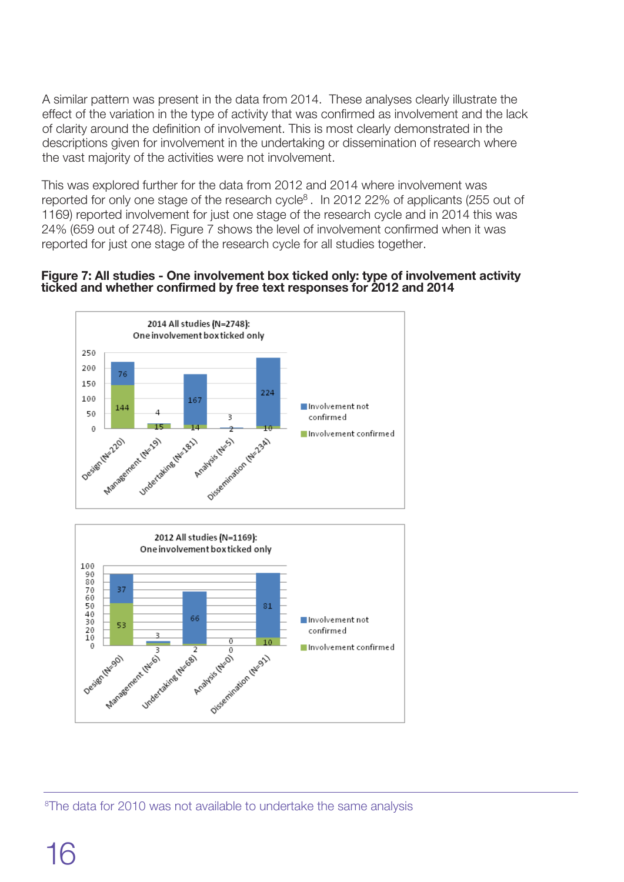A similar pattern was present in the data from 2014. These analyses clearly illustrate the effect of the variation in the type of activity that was confirmed as involvement and the lack of clarity around the definition of involvement. This is most clearly demonstrated in the descriptions given for involvement in the undertaking or dissemination of research where the vast majority of the activities were not involvement.

This was explored further for the data from 2012 and 2014 where involvement was reported for only one stage of the research cycle[8]. In 2012 22% of applicants (255 out of 1169) reported involvement for just one stage of the research cycle and in 2014 this was 24% (659 out of 2748). Figure 7 shows the level of involvement confirmed when it was reported for just one stage of the research cycle for all studies together.

**Figure 7: All studies - One involvement box ticked only: type of involvement activity ticked and whether confirmed by free text responses for 2012 and 2014**

2014 All studies (N=2748): One involvement box ticked only

| Stage | Involvement confirmed | Involvement not confirmed |
|---|---|---|
| Design (N=220) | 144 | 76 |
| Management (N=19) | 15 | 4 |
| Undertaking (N=181) | 14 | 167 |
| Analysis (N=5) | 2 | 3 |
| Dissemination (N=234) | 10 | 224 |

2012 All studies (N=1169): One involvement box ticked only

| Stage | Involvement confirmed | Involvement not confirmed |
|---|---|---|
| Design (N=90) | 53 | 37 |
| Management (N=6) | 3 | 3 |
| Undertaking (N=68) | 2 | 66 |
| Analysis (N=0) | 0 | 0 |
| Dissemination (N=91) | 10 | 81 |

[8]The data for 2010 was not available to undertake the same analysis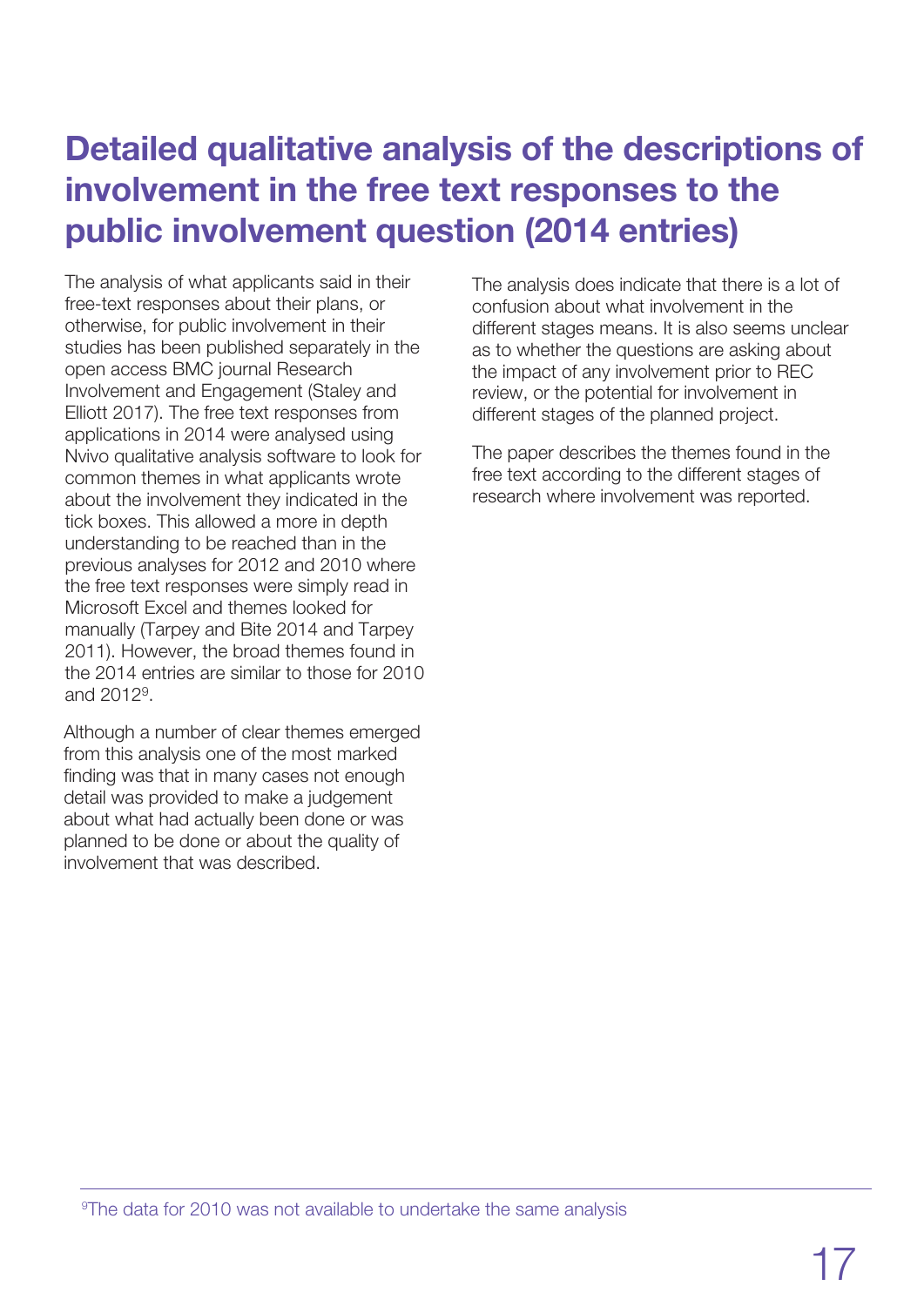# Detailed qualitative analysis of the descriptions of involvement in the free text responses to the public involvement question (2014 entries)

The analysis of what applicants said in their free-text responses about their plans, or otherwise, for public involvement in their studies has been published separately in the open access BMC journal Research Involvement and Engagement (Staley and Elliott 2017). The free text responses from applications in 2014 were analysed using Nvivo qualitative analysis software to look for common themes in what applicants wrote about the involvement they indicated in the tick boxes. This allowed a more in depth understanding to be reached than in the previous analyses for 2012 and 2010 where the free text responses were simply read in Microsoft Excel and themes looked for manually (Tarpey and Bite 2014 and Tarpey 2011). However, the broad themes found in the 2014 entries are similar to those for 2010 and 2012[9].

Although a number of clear themes emerged from this analysis one of the most marked finding was that in many cases not enough detail was provided to make a judgement about what had actually been done or was planned to be done or about the quality of involvement that was described.

The analysis does indicate that there is a lot of confusion about what involvement in the different stages means. It is also seems unclear as to whether the questions are asking about the impact of any involvement prior to REC review, or the potential for involvement in different stages of the planned project.

The paper describes the themes found in the free text according to the different stages of research where involvement was reported.

[9] The data for 2010 was not available to undertake the same analysis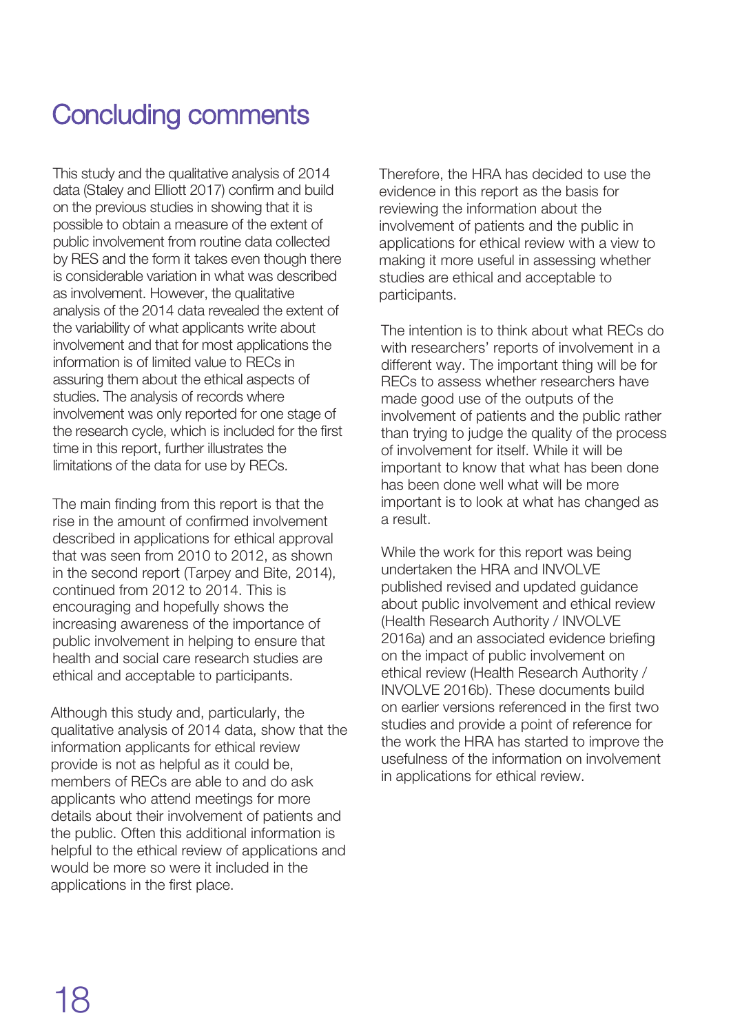# Concluding comments

This study and the qualitative analysis of 2014 data (Staley and Elliott 2017) confirm and build on the previous studies in showing that it is possible to obtain a measure of the extent of public involvement from routine data collected by RES and the form it takes even though there is considerable variation in what was described as involvement. However, the qualitative analysis of the 2014 data revealed the extent of the variability of what applicants write about involvement and that for most applications the information is of limited value to RECs in assuring them about the ethical aspects of studies. The analysis of records where involvement was only reported for one stage of the research cycle, which is included for the first time in this report, further illustrates the limitations of the data for use by RECs.

The main finding from this report is that the rise in the amount of confirmed involvement described in applications for ethical approval that was seen from 2010 to 2012, as shown in the second report (Tarpey and Bite, 2014), continued from 2012 to 2014. This is encouraging and hopefully shows the increasing awareness of the importance of public involvement in helping to ensure that health and social care research studies are ethical and acceptable to participants.

Although this study and, particularly, the qualitative analysis of 2014 data, show that the information applicants for ethical review provide is not as helpful as it could be, members of RECs are able to and do ask applicants who attend meetings for more details about their involvement of patients and the public. Often this additional information is helpful to the ethical review of applications and would be more so were it included in the applications in the first place.

Therefore, the HRA has decided to use the evidence in this report as the basis for reviewing the information about the involvement of patients and the public in applications for ethical review with a view to making it more useful in assessing whether studies are ethical and acceptable to participants.

The intention is to think about what RECs do with researchers' reports of involvement in a different way. The important thing will be for RECs to assess whether researchers have made good use of the outputs of the involvement of patients and the public rather than trying to judge the quality of the process of involvement for itself. While it will be important to know that what has been done has been done well what will be more important is to look at what has changed as a result.

While the work for this report was being undertaken the HRA and INVOLVE published revised and updated guidance about public involvement and ethical review (Health Research Authority / INVOLVE 2016a) and an associated evidence briefing on the impact of public involvement on ethical review (Health Research Authority / INVOLVE 2016b). These documents build on earlier versions referenced in the first two studies and provide a point of reference for the work the HRA has started to improve the usefulness of the information on involvement in applications for ethical review.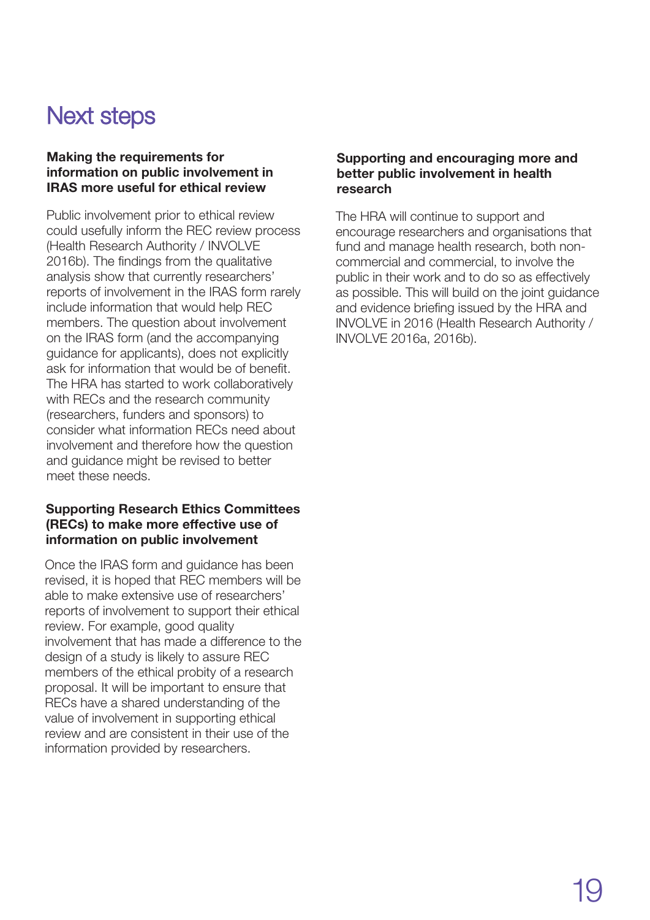# Next steps

### Making the requirements for information on public involvement in IRAS more useful for ethical review

Public involvement prior to ethical review could usefully inform the REC review process (Health Research Authority / INVOLVE 2016b). The findings from the qualitative analysis show that currently researchers' reports of involvement in the IRAS form rarely include information that would help REC members. The question about involvement on the IRAS form (and the accompanying guidance for applicants), does not explicitly ask for information that would be of benefit. The HRA has started to work collaboratively with RECs and the research community (researchers, funders and sponsors) to consider what information RECs need about involvement and therefore how the question and guidance might be revised to better meet these needs.

### Supporting Research Ethics Committees (RECs) to make more effective use of information on public involvement

Once the IRAS form and guidance has been revised, it is hoped that REC members will be able to make extensive use of researchers' reports of involvement to support their ethical review. For example, good quality involvement that has made a difference to the design of a study is likely to assure REC members of the ethical probity of a research proposal. It will be important to ensure that RECs have a shared understanding of the value of involvement in supporting ethical review and are consistent in their use of the information provided by researchers.

### Supporting and encouraging more and better public involvement in health research

The HRA will continue to support and encourage researchers and organisations that fund and manage health research, both non-commercial and commercial, to involve the public in their work and to do so as effectively as possible. This will build on the joint guidance and evidence briefing issued by the HRA and INVOLVE in 2016 (Health Research Authority / INVOLVE 2016a, 2016b).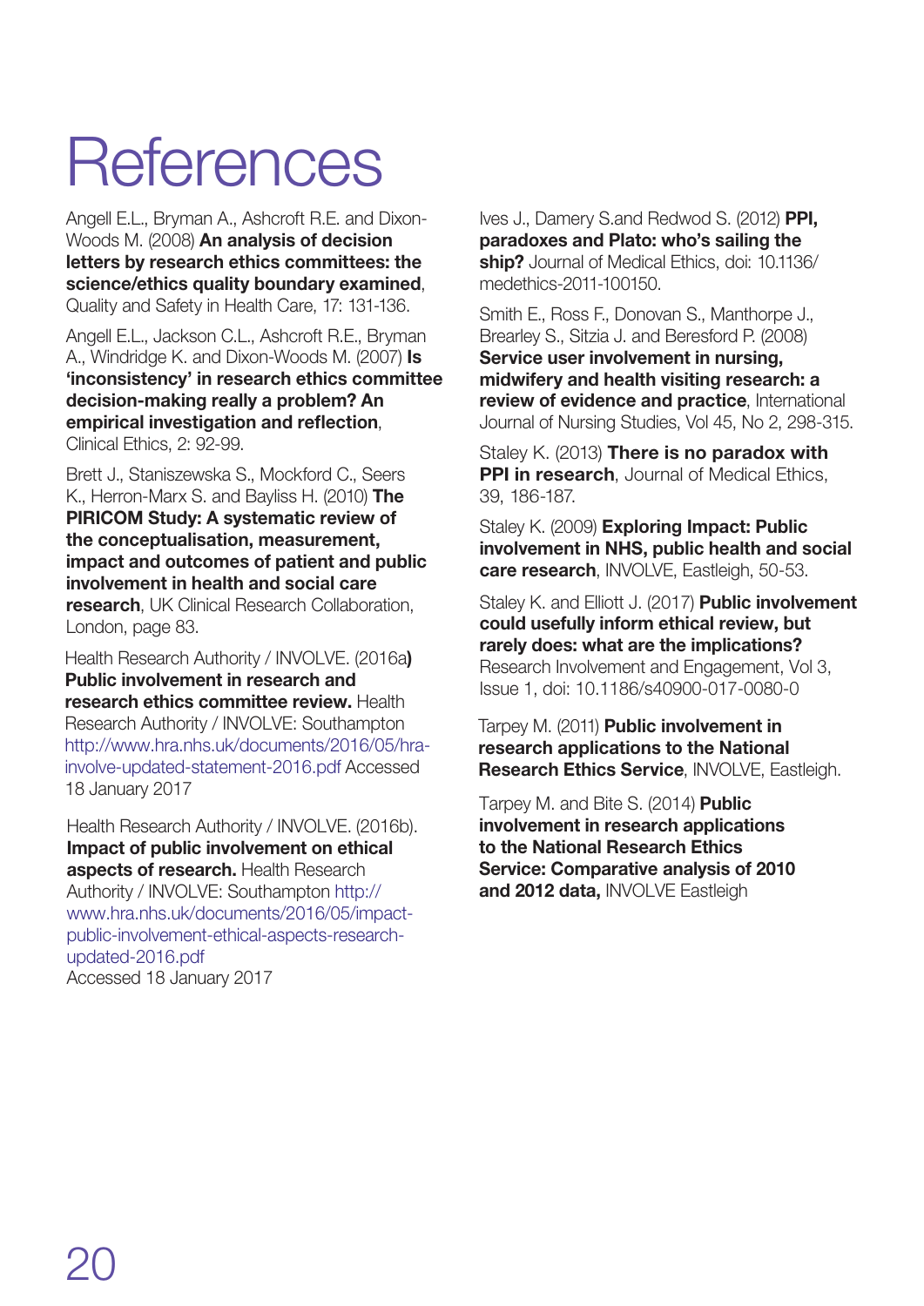# References

Angell E.L., Bryman A., Ashcroft R.E. and Dixon-Woods M. (2008) **An analysis of decision letters by research ethics committees: the science/ethics quality boundary examined**, Quality and Safety in Health Care, 17: 131-136.

Angell E.L., Jackson C.L., Ashcroft R.E., Bryman A., Windridge K. and Dixon-Woods M. (2007) **Is 'inconsistency' in research ethics committee decision-making really a problem? An empirical investigation and reflection**, Clinical Ethics, 2: 92-99.

Brett J., Staniszewska S., Mockford C., Seers K., Herron-Marx S. and Bayliss H. (2010) **The PIRICOM Study: A systematic review of the conceptualisation, measurement, impact and outcomes of patient and public involvement in health and social care research**, UK Clinical Research Collaboration, London, page 83.

Health Research Authority / INVOLVE. (2016a**)** **Public involvement in research and research ethics committee review.** Health Research Authority / INVOLVE: Southampton http://www.hra.nhs.uk/documents/2016/05/hra-involve-updated-statement-2016.pdf Accessed 18 January 2017

Health Research Authority / INVOLVE. (2016b). **Impact of public involvement on ethical aspects of research.** Health Research Authority / INVOLVE: Southampton http://www.hra.nhs.uk/documents/2016/05/impact-public-involvement-ethical-aspects-research-updated-2016.pdf Accessed 18 January 2017

Ives J., Damery S.and Redwod S. (2012) **PPI, paradoxes and Plato: who's sailing the ship?** Journal of Medical Ethics, doi: 10.1136/medethics-2011-100150.

Smith E., Ross F., Donovan S., Manthorpe J., Brearley S., Sitzia J. and Beresford P. (2008) **Service user involvement in nursing, midwifery and health visiting research: a review of evidence and practice**, International Journal of Nursing Studies, Vol 45, No 2, 298-315.

Staley K. (2013) **There is no paradox with PPI in research**, Journal of Medical Ethics, 39, 186-187.

Staley K. (2009) **Exploring Impact: Public involvement in NHS, public health and social care research**, INVOLVE, Eastleigh, 50-53.

Staley K. and Elliott J. (2017) **Public involvement could usefully inform ethical review, but rarely does: what are the implications?** Research Involvement and Engagement, Vol 3, Issue 1, doi: 10.1186/s40900-017-0080-0

Tarpey M. (2011) **Public involvement in research applications to the National Research Ethics Service**, INVOLVE, Eastleigh.

Tarpey M. and Bite S. (2014) **Public involvement in research applications to the National Research Ethics Service: Comparative analysis of 2010 and 2012 data,** INVOLVE Eastleigh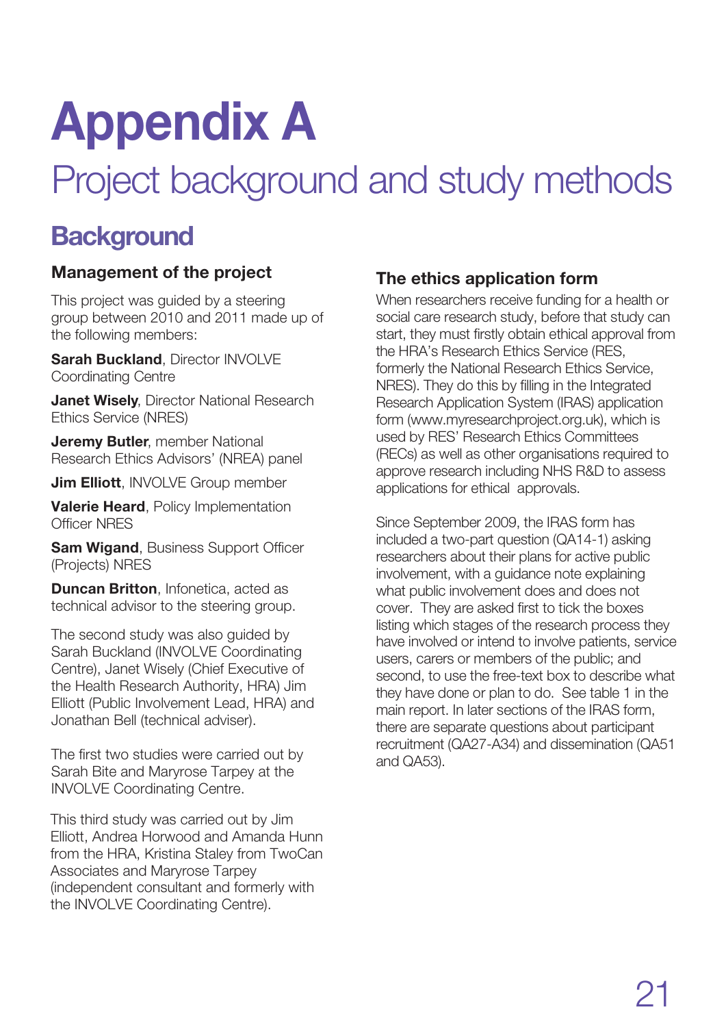# Appendix A

## Project background and study methods

## Background

### Management of the project

This project was guided by a steering group between 2010 and 2011 made up of the following members:

**Sarah Buckland**, Director INVOLVE Coordinating Centre

**Janet Wisely**, Director National Research Ethics Service (NRES)

**Jeremy Butler**, member National Research Ethics Advisors' (NREA) panel

**Jim Elliott**, INVOLVE Group member

**Valerie Heard**, Policy Implementation Officer NRES

**Sam Wigand**, Business Support Officer (Projects) NRES

**Duncan Britton**, Infonetica, acted as technical advisor to the steering group.

The second study was also guided by Sarah Buckland (INVOLVE Coordinating Centre), Janet Wisely (Chief Executive of the Health Research Authority, HRA) Jim Elliott (Public Involvement Lead, HRA) and Jonathan Bell (technical adviser).

The first two studies were carried out by Sarah Bite and Maryrose Tarpey at the INVOLVE Coordinating Centre.

This third study was carried out by Jim Elliott, Andrea Horwood and Amanda Hunn from the HRA, Kristina Staley from TwoCan Associates and Maryrose Tarpey (independent consultant and formerly with the INVOLVE Coordinating Centre).

### The ethics application form

When researchers receive funding for a health or social care research study, before that study can start, they must firstly obtain ethical approval from the HRA's Research Ethics Service (RES, formerly the National Research Ethics Service, NRES). They do this by filling in the Integrated Research Application System (IRAS) application form (www.myresearchproject.org.uk), which is used by RES' Research Ethics Committees (RECs) as well as other organisations required to approve research including NHS R&D to assess applications for ethical approvals.

Since September 2009, the IRAS form has included a two-part question (QA14-1) asking researchers about their plans for active public involvement, with a guidance note explaining what public involvement does and does not cover. They are asked first to tick the boxes listing which stages of the research process they have involved or intend to involve patients, service users, carers or members of the public; and second, to use the free-text box to describe what they have done or plan to do. See table 1 in the main report. In later sections of the IRAS form, there are separate questions about participant recruitment (QA27-A34) and dissemination (QA51 and QA53).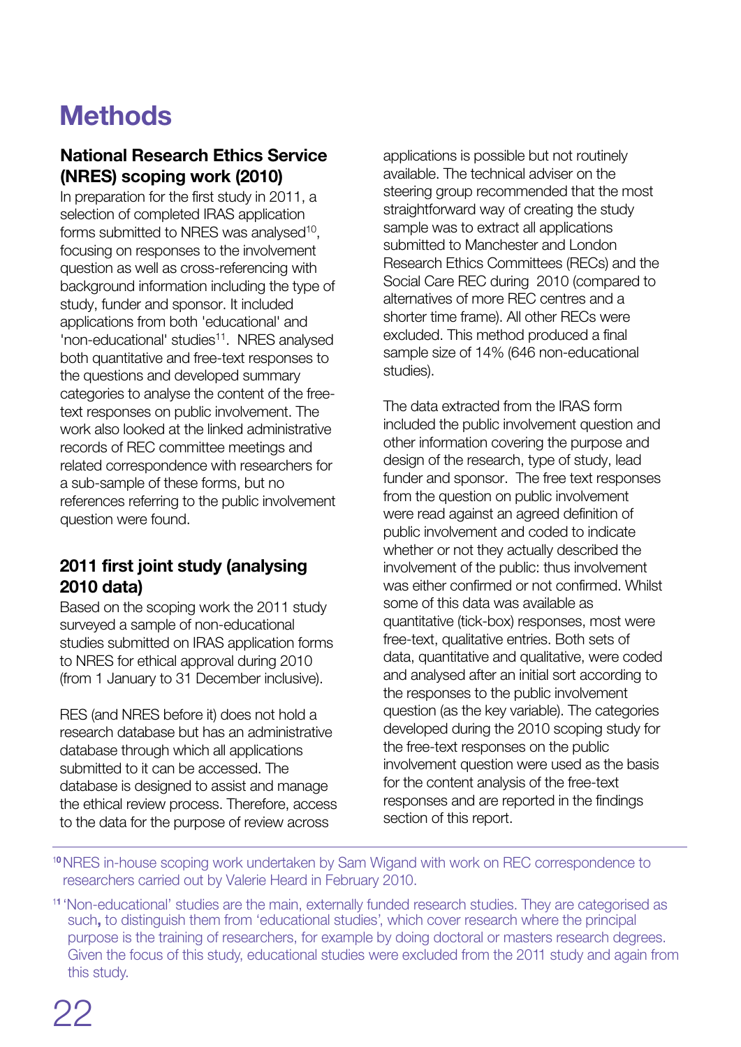# Methods

## National Research Ethics Service (NRES) scoping work (2010)

In preparation for the first study in 2011, a selection of completed IRAS application forms submitted to NRES was analysed[10], focusing on responses to the involvement question as well as cross-referencing with background information including the type of study, funder and sponsor. It included applications from both 'educational' and 'non-educational' studies[11]. NRES analysed both quantitative and free-text responses to the questions and developed summary categories to analyse the content of the free-text responses on public involvement. The work also looked at the linked administrative records of REC committee meetings and related correspondence with researchers for a sub-sample of these forms, but no references referring to the public involvement question were found.

## 2011 first joint study (analysing 2010 data)

Based on the scoping work the 2011 study surveyed a sample of non-educational studies submitted on IRAS application forms to NRES for ethical approval during 2010 (from 1 January to 31 December inclusive).

RES (and NRES before it) does not hold a research database but has an administrative database through which all applications submitted to it can be accessed. The database is designed to assist and manage the ethical review process. Therefore, access to the data for the purpose of review across applications is possible but not routinely available. The technical adviser on the steering group recommended that the most straightforward way of creating the study sample was to extract all applications submitted to Manchester and London Research Ethics Committees (RECs) and the Social Care REC during 2010 (compared to alternatives of more REC centres and a shorter time frame). All other RECs were excluded. This method produced a final sample size of 14% (646 non-educational studies).

The data extracted from the IRAS form included the public involvement question and other information covering the purpose and design of the research, type of study, lead funder and sponsor. The free text responses from the question on public involvement were read against an agreed definition of public involvement and coded to indicate whether or not they actually described the involvement of the public: thus involvement was either confirmed or not confirmed. Whilst some of this data was available as quantitative (tick-box) responses, most were free-text, qualitative entries. Both sets of data, quantitative and qualitative, were coded and analysed after an initial sort according to the responses to the public involvement question (as the key variable). The categories developed during the 2010 scoping study for the free-text responses on the public involvement question were used as the basis for the content analysis of the free-text responses and are reported in the findings section of this report.

---

[10] NRES in-house scoping work undertaken by Sam Wigand with work on REC correspondence to researchers carried out by Valerie Heard in February 2010.

[11] 'Non-educational' studies are the main, externally funded research studies. They are categorised as such, to distinguish them from 'educational studies', which cover research where the principal purpose is the training of researchers, for example by doing doctoral or masters research degrees. Given the focus of this study, educational studies were excluded from the 2011 study and again from this study.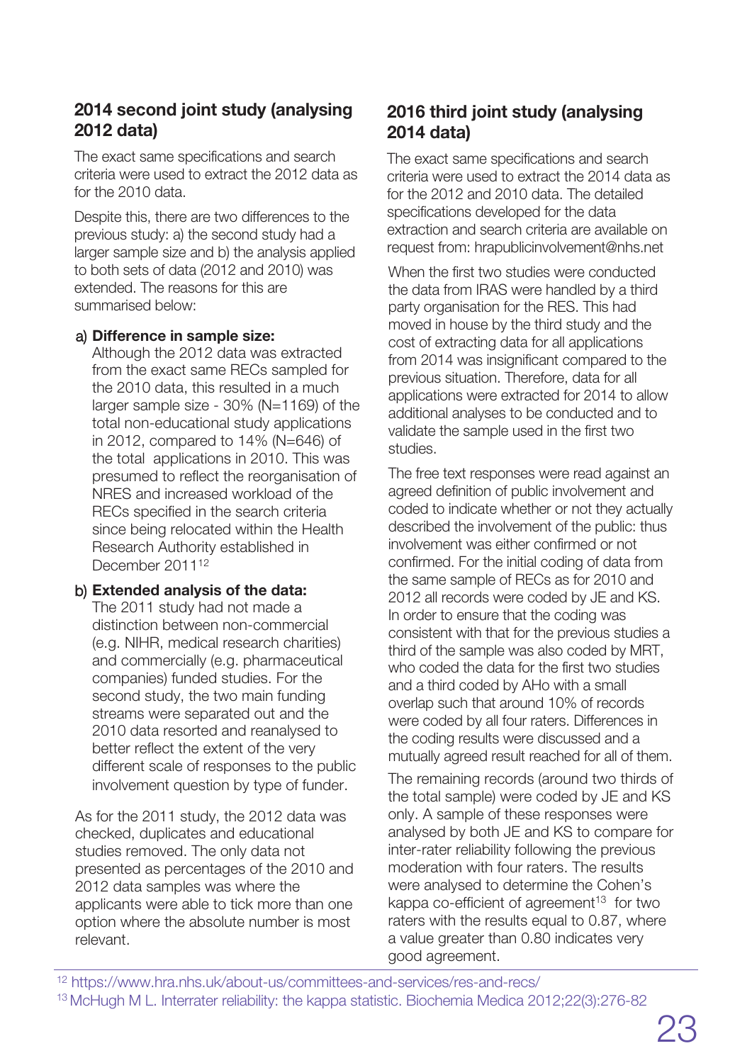## 2014 second joint study (analysing 2012 data)

The exact same specifications and search criteria were used to extract the 2012 data as for the 2010 data.

Despite this, there are two differences to the previous study: a) the second study had a larger sample size and b) the analysis applied to both sets of data (2012 and 2010) was extended. The reasons for this are summarised below:

a) **Difference in sample size:** Although the 2012 data was extracted from the exact same RECs sampled for the 2010 data, this resulted in a much larger sample size - 30% (N=1169) of the total non-educational study applications in 2012, compared to 14% (N=646) of the total applications in 2010. This was presumed to reflect the reorganisation of NRES and increased workload of the RECs specified in the search criteria since being relocated within the Health Research Authority established in December 2011[12]

b) **Extended analysis of the data:** The 2011 study had not made a distinction between non-commercial (e.g. NIHR, medical research charities) and commercially (e.g. pharmaceutical companies) funded studies. For the second study, the two main funding streams were separated out and the 2010 data resorted and reanalysed to better reflect the extent of the very different scale of responses to the public involvement question by type of funder.

As for the 2011 study, the 2012 data was checked, duplicates and educational studies removed. The only data not presented as percentages of the 2010 and 2012 data samples was where the applicants were able to tick more than one option where the absolute number is most relevant.

## 2016 third joint study (analysing 2014 data)

The exact same specifications and search criteria were used to extract the 2014 data as for the 2012 and 2010 data. The detailed specifications developed for the data extraction and search criteria are available on request from: hrapublicinvolvement@nhs.net

When the first two studies were conducted the data from IRAS were handled by a third party organisation for the RES. This had moved in house by the third study and the cost of extracting data for all applications from 2014 was insignificant compared to the previous situation. Therefore, data for all applications were extracted for 2014 to allow additional analyses to be conducted and to validate the sample used in the first two studies.

The free text responses were read against an agreed definition of public involvement and coded to indicate whether or not they actually described the involvement of the public: thus involvement was either confirmed or not confirmed. For the initial coding of data from the same sample of RECs as for 2010 and 2012 all records were coded by JE and KS. In order to ensure that the coding was consistent with that for the previous studies a third of the sample was also coded by MRT, who coded the data for the first two studies and a third coded by AHo with a small overlap such that around 10% of records were coded by all four raters. Differences in the coding results were discussed and a mutually agreed result reached for all of them.

The remaining records (around two thirds of the total sample) were coded by JE and KS only. A sample of these responses were analysed by both JE and KS to compare for inter-rater reliability following the previous moderation with four raters. The results were analysed to determine the Cohen's kappa co-efficient of agreement[13] for two raters with the results equal to 0.87, where a value greater than 0.80 indicates very good agreement.

---

[12] https://www.hra.nhs.uk/about-us/committees-and-services/res-and-recs/

[13] McHugh M L. Interrater reliability: the kappa statistic. Biochemia Medica 2012;22(3):276-82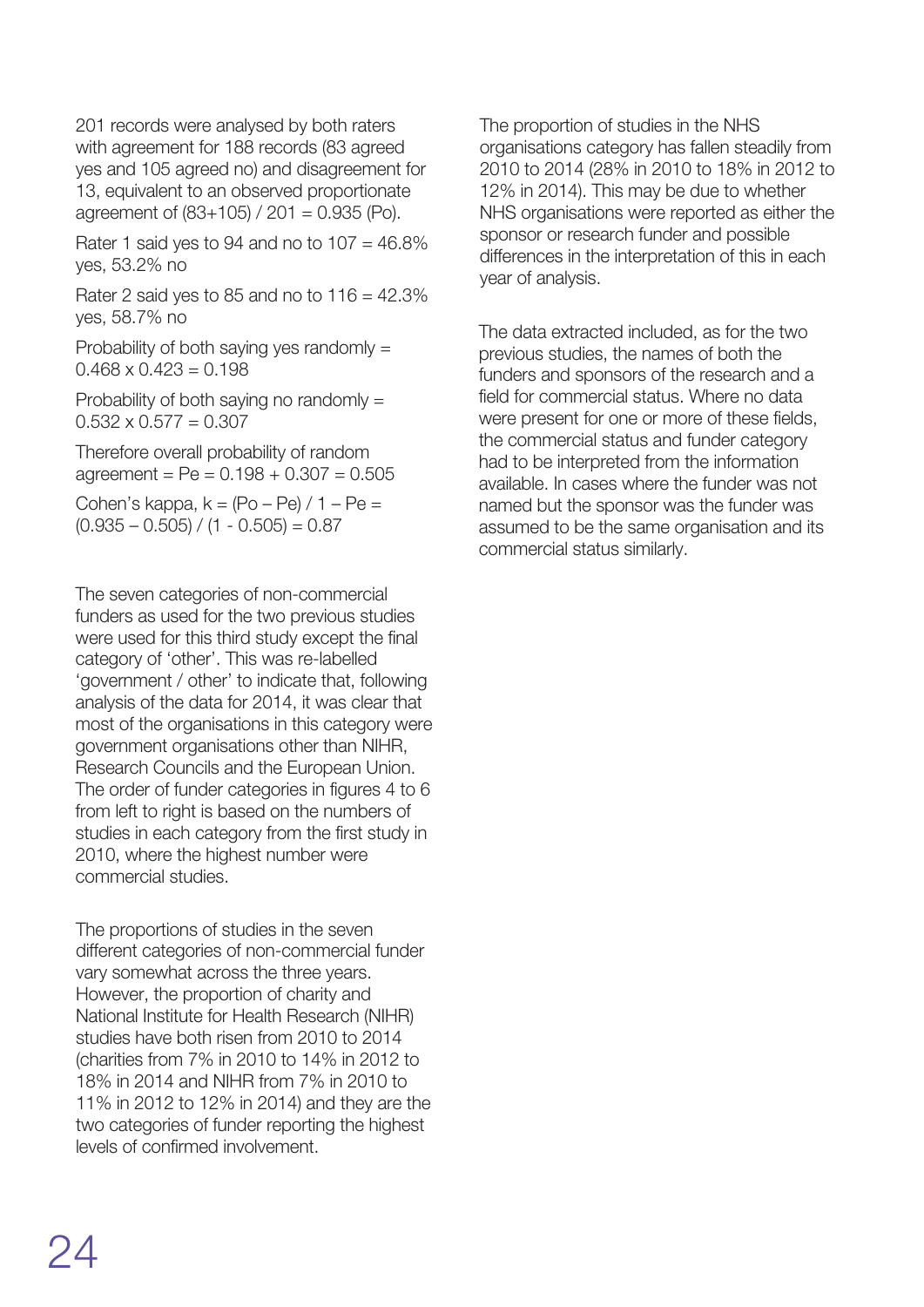201 records were analysed by both raters with agreement for 188 records (83 agreed yes and 105 agreed no) and disagreement for 13, equivalent to an observed proportionate agreement of $(83+105) / 201 = 0.935$ (Po).

Rater 1 said yes to 94 and no to 107 = 46.8% yes, 53.2% no

Rater 2 said yes to 85 and no to 116 = 42.3% yes, 58.7% no

Probability of both saying yes randomly = $0.468 \times 0.423 = 0.198$

Probability of both saying no randomly = $0.532 \times 0.577 = 0.307$

Therefore overall probability of random agreement = $Pe = 0.198 + 0.307 = 0.505$

Cohen's kappa, $k = (Po – Pe) / 1 – Pe = (0.935 – 0.505) / (1 - 0.505) = 0.87$

The seven categories of non-commercial funders as used for the two previous studies were used for this third study except the final category of 'other'. This was re-labelled 'government / other' to indicate that, following analysis of the data for 2014, it was clear that most of the organisations in this category were government organisations other than NIHR, Research Councils and the European Union. The order of funder categories in figures 4 to 6 from left to right is based on the numbers of studies in each category from the first study in 2010, where the highest number were commercial studies.

The proportions of studies in the seven different categories of non-commercial funder vary somewhat across the three years. However, the proportion of charity and National Institute for Health Research (NIHR) studies have both risen from 2010 to 2014 (charities from 7% in 2010 to 14% in 2012 to 18% in 2014 and NIHR from 7% in 2010 to 11% in 2012 to 12% in 2014) and they are the two categories of funder reporting the highest levels of confirmed involvement.

The proportion of studies in the NHS organisations category has fallen steadily from 2010 to 2014 (28% in 2010 to 18% in 2012 to 12% in 2014). This may be due to whether NHS organisations were reported as either the sponsor or research funder and possible differences in the interpretation of this in each year of analysis.

The data extracted included, as for the two previous studies, the names of both the funders and sponsors of the research and a field for commercial status. Where no data were present for one or more of these fields, the commercial status and funder category had to be interpreted from the information available. In cases where the funder was not named but the sponsor was the funder was assumed to be the same organisation and its commercial status similarly.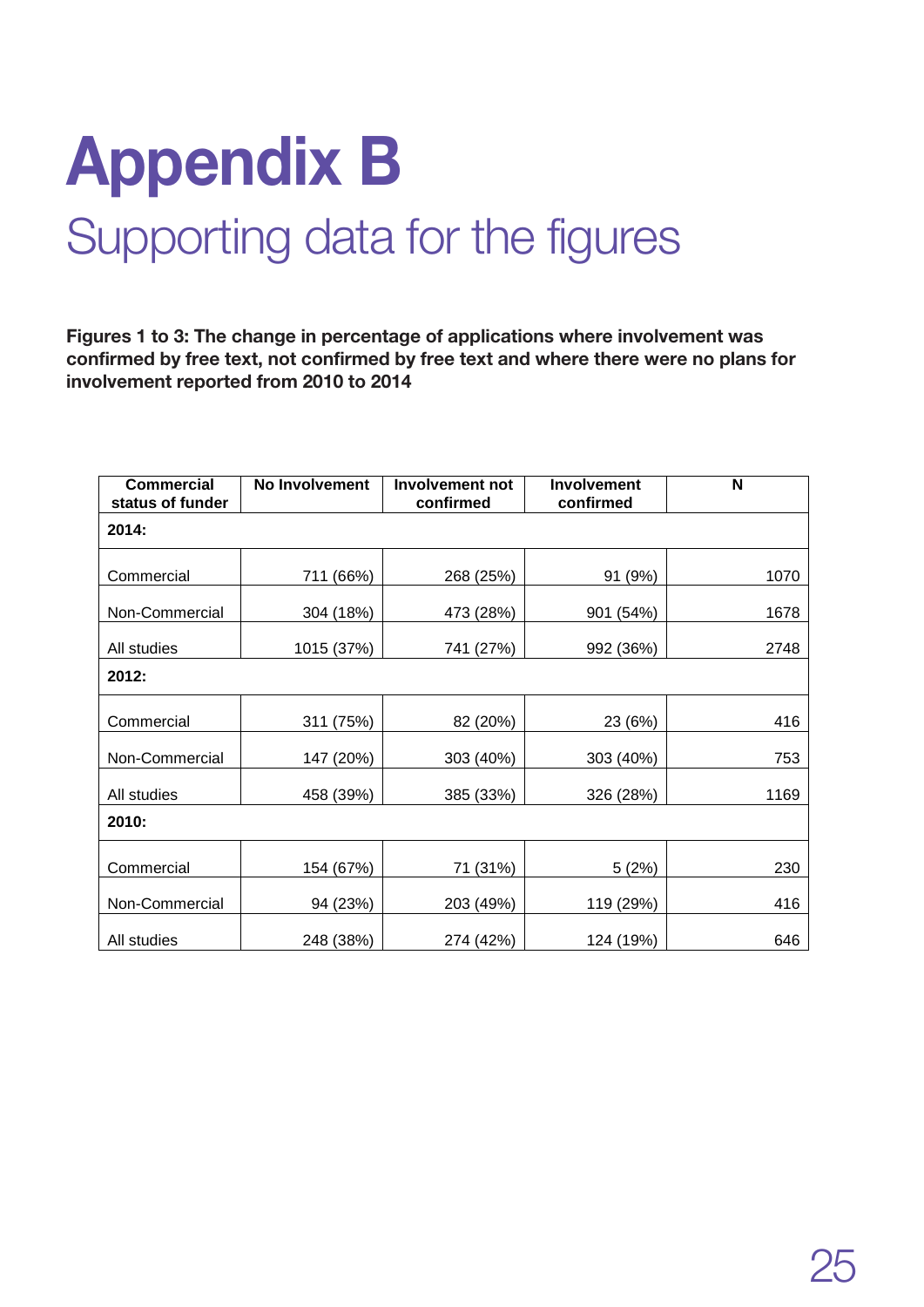# Appendix B

## Supporting data for the figures

**Figures 1 to 3: The change in percentage of applications where involvement was confirmed by free text, not confirmed by free text and where there were no plans for involvement reported from 2010 to 2014**

| Commercial status of funder | No Involvement | Involvement not confirmed | Involvement confirmed | N |
|---|---|---|---|---|
| **2014:** | | | | |
| Commercial | 711 (66%) | 268 (25%) | 91 (9%) | 1070 |
| Non-Commercial | 304 (18%) | 473 (28%) | 901 (54%) | 1678 |
| All studies | 1015 (37%) | 741 (27%) | 992 (36%) | 2748 |
| **2012:** | | | | |
| Commercial | 311 (75%) | 82 (20%) | 23 (6%) | 416 |
| Non-Commercial | 147 (20%) | 303 (40%) | 303 (40%) | 753 |
| All studies | 458 (39%) | 385 (33%) | 326 (28%) | 1169 |
| **2010:** | | | | |
| Commercial | 154 (67%) | 71 (31%) | 5 (2%) | 230 |
| Non-Commercial | 94 (23%) | 203 (49%) | 119 (29%) | 416 |
| All studies | 248 (38%) | 274 (42%) | 124 (19%) | 646 |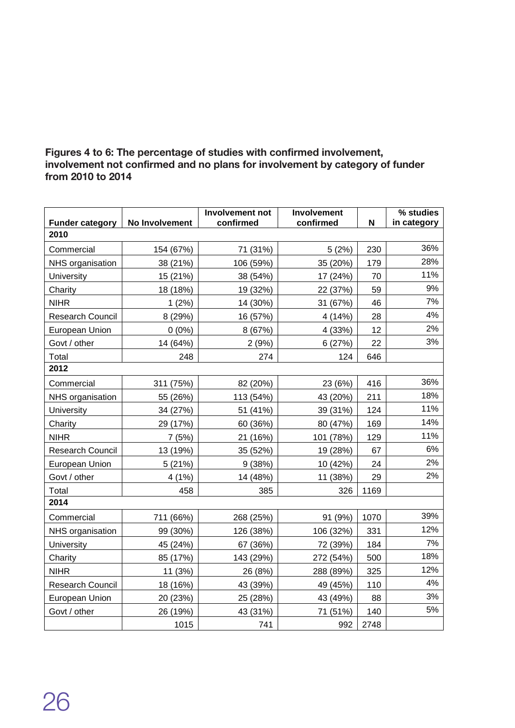**Figures 4 to 6: The percentage of studies with confirmed involvement, involvement not confirmed and no plans for involvement by category of funder from 2010 to 2014**

| Funder category | No Involvement | Involvement not confirmed | Involvement confirmed | N | % studies in category |
|---|---|---|---|---|---|
| **2010** | | | | | |
| Commercial | 154 (67%) | 71 (31%) | 5 (2%) | 230 | 36% |
| NHS organisation | 38 (21%) | 106 (59%) | 35 (20%) | 179 | 28% |
| University | 15 (21%) | 38 (54%) | 17 (24%) | 70 | 11% |
| Charity | 18 (18%) | 19 (32%) | 22 (37%) | 59 | 9% |
| NIHR | 1 (2%) | 14 (30%) | 31 (67%) | 46 | 7% |
| Research Council | 8 (29%) | 16 (57%) | 4 (14%) | 28 | 4% |
| European Union | 0 (0%) | 8 (67%) | 4 (33%) | 12 | 2% |
| Govt / other | 14 (64%) | 2 (9%) | 6 (27%) | 22 | 3% |
| Total | 248 | 274 | 124 | 646 | |
| **2012** | | | | | |
| Commercial | 311 (75%) | 82 (20%) | 23 (6%) | 416 | 36% |
| NHS organisation | 55 (26%) | 113 (54%) | 43 (20%) | 211 | 18% |
| University | 34 (27%) | 51 (41%) | 39 (31%) | 124 | 11% |
| Charity | 29 (17%) | 60 (36%) | 80 (47%) | 169 | 14% |
| NIHR | 7 (5%) | 21 (16%) | 101 (78%) | 129 | 11% |
| Research Council | 13 (19%) | 35 (52%) | 19 (28%) | 67 | 6% |
| European Union | 5 (21%) | 9 (38%) | 10 (42%) | 24 | 2% |
| Govt / other | 4 (1%) | 14 (48%) | 11 (38%) | 29 | 2% |
| Total | 458 | 385 | 326 | 1169 | |
| **2014** | | | | | |
| Commercial | 711 (66%) | 268 (25%) | 91 (9%) | 1070 | 39% |
| NHS organisation | 99 (30%) | 126 (38%) | 106 (32%) | 331 | 12% |
| University | 45 (24%) | 67 (36%) | 72 (39%) | 184 | 7% |
| Charity | 85 (17%) | 143 (29%) | 272 (54%) | 500 | 18% |
| NIHR | 11 (3%) | 26 (8%) | 288 (89%) | 325 | 12% |
| Research Council | 18 (16%) | 43 (39%) | 49 (45%) | 110 | 4% |
| European Union | 20 (23%) | 25 (28%) | 43 (49%) | 88 | 3% |
| Govt / other | 26 (19%) | 43 (31%) | 71 (51%) | 140 | 5% |
| | 1015 | 741 | 992 | 2748 | |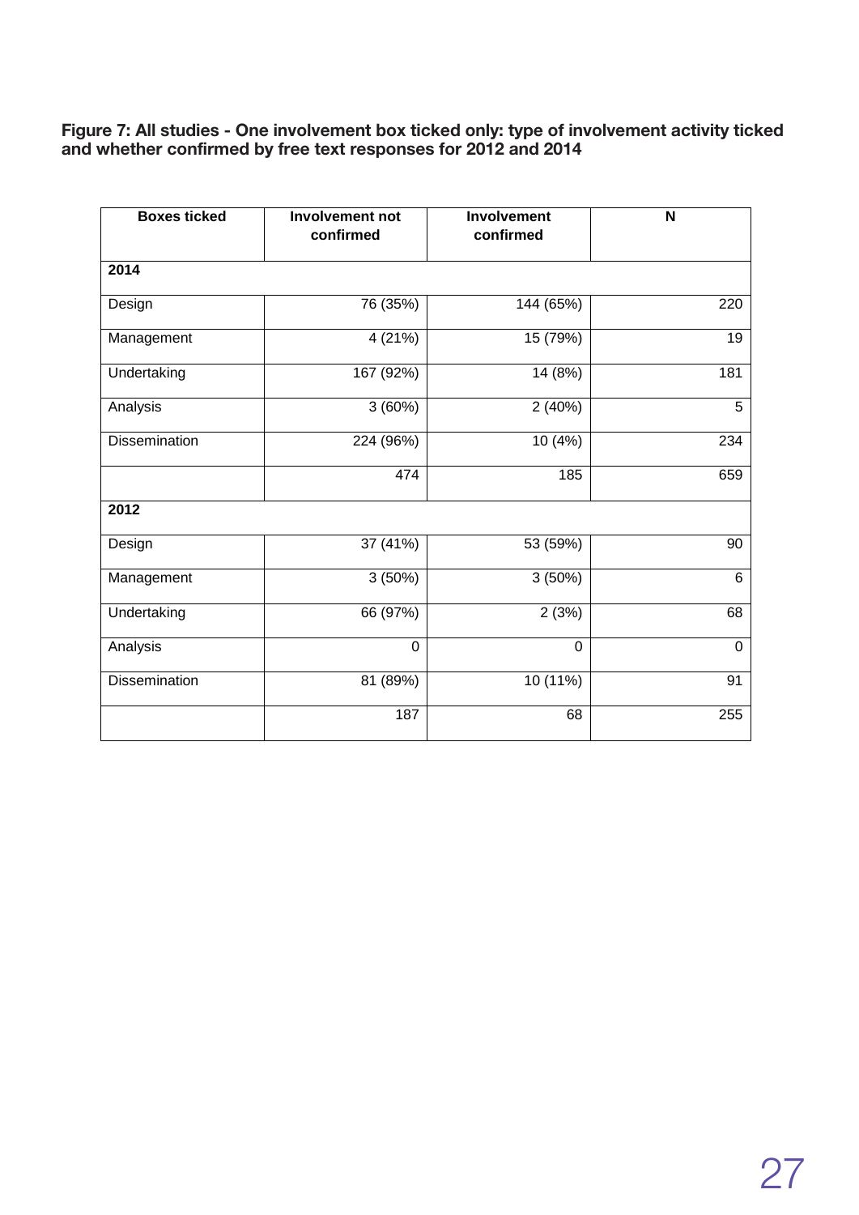**Figure 7: All studies - One involvement box ticked only: type of involvement activity ticked and whether confirmed by free text responses for 2012 and 2014**

| Boxes ticked | Involvement not confirmed | Involvement confirmed | N |
|---|---|---|---|
| **2014** | | | |
| Design | 76 (35%) | 144 (65%) | 220 |
| Management | 4 (21%) | 15 (79%) | 19 |
| Undertaking | 167 (92%) | 14 (8%) | 181 |
| Analysis | 3 (60%) | 2 (40%) | 5 |
| Dissemination | 224 (96%) | 10 (4%) | 234 |
| | 474 | 185 | 659 |
| **2012** | | | |
| Design | 37 (41%) | 53 (59%) | 90 |
| Management | 3 (50%) | 3 (50%) | 6 |
| Undertaking | 66 (97%) | 2 (3%) | 68 |
| Analysis | 0 | 0 | 0 |
| Dissemination | 81 (89%) | 10 (11%) | 91 |
| | 187 | 68 | 255 |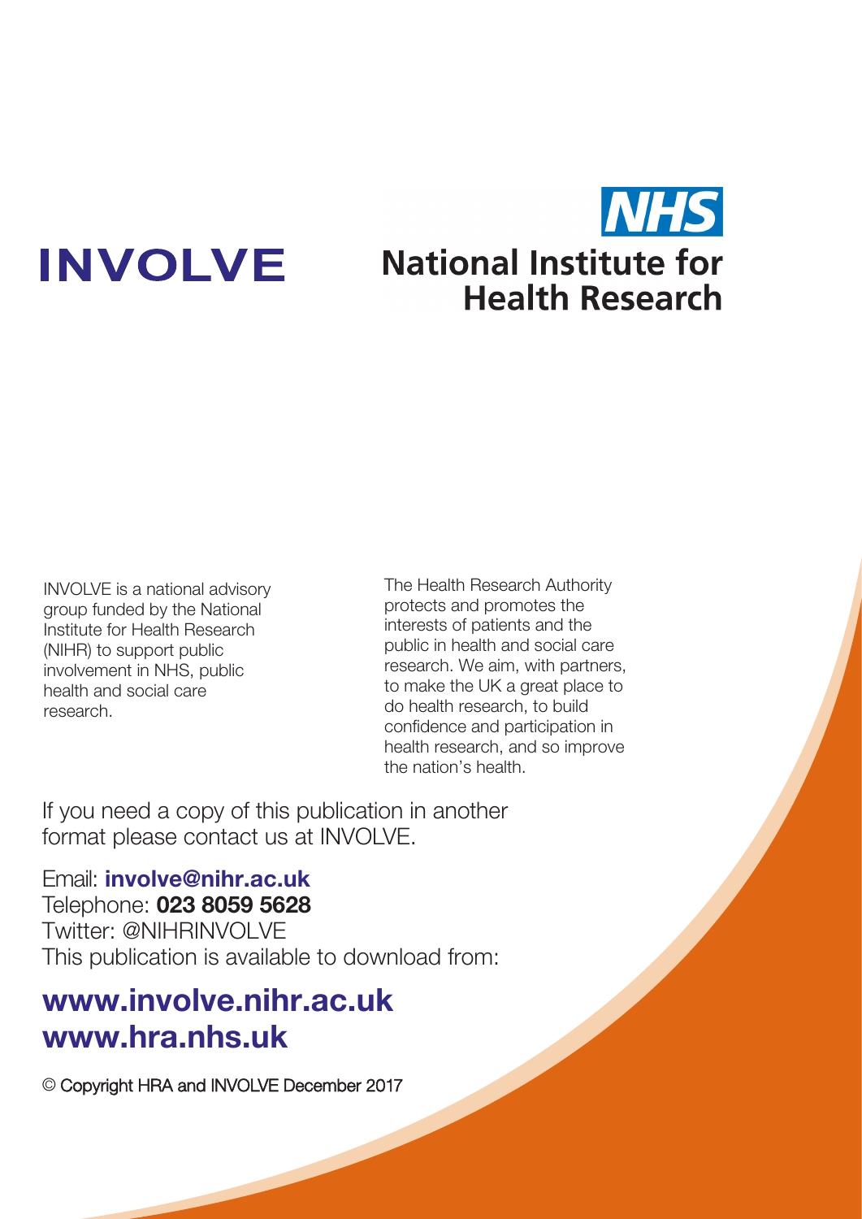INVOLVE

NHS
National Institute for Health Research

INVOLVE is a national advisory group funded by the National Institute for Health Research (NIHR) to support public involvement in NHS, public health and social care research.

The Health Research Authority protects and promotes the interests of patients and the public in health and social care research. We aim, with partners, to make the UK a great place to do health research, to build confidence and participation in health research, and so improve the nation's health.

If you need a copy of this publication in another format please contact us at INVOLVE.

Email: **involve@nihr.ac.uk**
Telephone: **023 8059 5628**
Twitter: @NIHRINVOLVE
This publication is available to download from:

**www.involve.nihr.ac.uk**
**www.hra.nhs.uk**

© Copyright HRA and INVOLVE December 2017